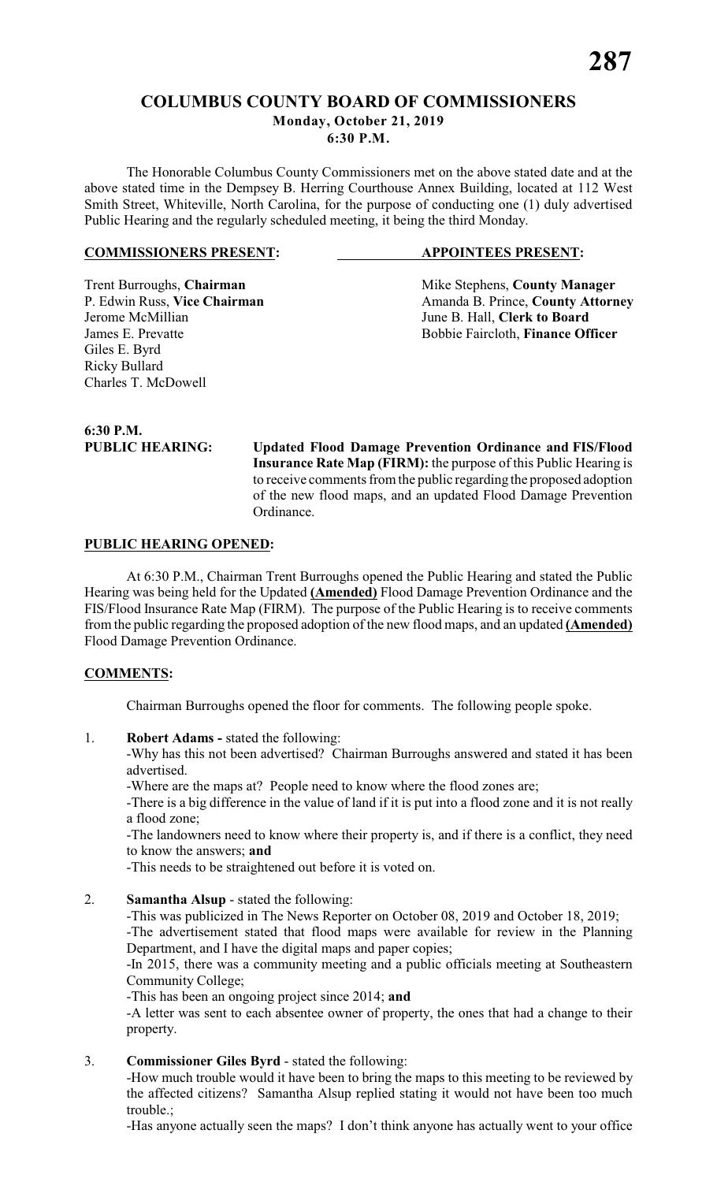# COLUMBUS COUNTY BOARD OF COMMISSIONERS

**Monday, October 21, 2019**
**6:30 P.M.**

The Honorable Columbus County Commissioners met on the above stated date and at the above stated time in the Dempsey B. Herring Courthouse Annex Building, located at 112 West Smith Street, Whiteville, North Carolina, for the purpose of conducting one (1) duly advertised Public Hearing and the regularly scheduled meeting, it being the third Monday.

| **COMMISSIONERS PRESENT:** | **APPOINTEES PRESENT:** |
|---|---|
| Trent Burroughs, **Chairman** | Mike Stephens, **County Manager** |
| P. Edwin Russ, **Vice Chairman** | Amanda B. Prince, **County Attorney** |
| Jerome McMillian | June B. Hall, **Clerk to Board** |
| James E. Prevatte | Bobbie Faircloth, **Finance Officer** |
| Giles E. Byrd | |
| Ricky Bullard | |
| Charles T. McDowell | |

**6:30 P.M.**

**PUBLIC HEARING:** **Updated Flood Damage Prevention Ordinance and FIS/Flood Insurance Rate Map (FIRM):** the purpose of this Public Hearing is to receive comments from the public regarding the proposed adoption of the new flood maps, and an updated Flood Damage Prevention Ordinance.

**PUBLIC HEARING OPENED:**

At 6:30 P.M., Chairman Trent Burroughs opened the Public Hearing and stated the Public Hearing was being held for the Updated **(Amended)** Flood Damage Prevention Ordinance and the FIS/Flood Insurance Rate Map (FIRM). The purpose of the Public Hearing is to receive comments from the public regarding the proposed adoption of the new flood maps, and an updated **(Amended)** Flood Damage Prevention Ordinance.

**COMMENTS:**

Chairman Burroughs opened the floor for comments. The following people spoke.

1. **Robert Adams -** stated the following:
   -Why has this not been advertised? Chairman Burroughs answered and stated it has been advertised.
   -Where are the maps at? People need to know where the flood zones are;
   -There is a big difference in the value of land if it is put into a flood zone and it is not really a flood zone;
   -The landowners need to know where their property is, and if there is a conflict, they need to know the answers; **and**
   -This needs to be straightened out before it is voted on.

2. **Samantha Alsup** - stated the following:
   -This was publicized in The News Reporter on October 08, 2019 and October 18, 2019;
   -The advertisement stated that flood maps were available for review in the Planning Department, and I have the digital maps and paper copies;
   -In 2015, there was a community meeting and a public officials meeting at Southeastern Community College;
   -This has been an ongoing project since 2014; **and**
   -A letter was sent to each absentee owner of property, the ones that had a change to their property.

3. **Commissioner Giles Byrd** - stated the following:
   -How much trouble would it have been to bring the maps to this meeting to be reviewed by the affected citizens? Samantha Alsup replied stating it would not have been too much trouble.;
   -Has anyone actually seen the maps? I don't think anyone has actually went to your office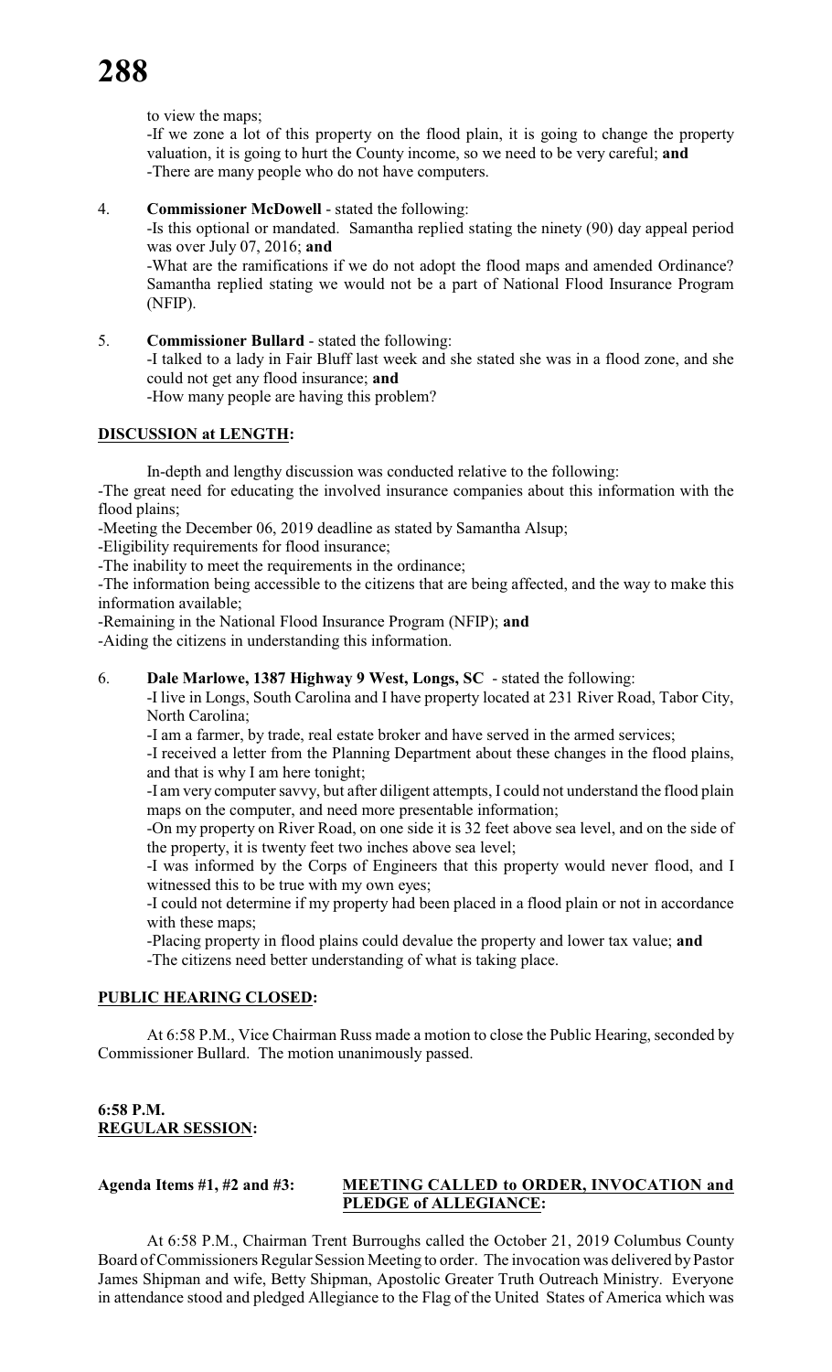to view the maps;

-If we zone a lot of this property on the flood plain, it is going to change the property valuation, it is going to hurt the County income, so we need to be very careful; **and**

-There are many people who do not have computers.

4. **Commissioner McDowell** - stated the following:

   -Is this optional or mandated. Samantha replied stating the ninety (90) day appeal period was over July 07, 2016; **and**

   -What are the ramifications if we do not adopt the flood maps and amended Ordinance? Samantha replied stating we would not be a part of National Flood Insurance Program (NFIP).

5. **Commissioner Bullard** - stated the following:

   -I talked to a lady in Fair Bluff last week and she stated she was in a flood zone, and she could not get any flood insurance; **and**

   -How many people are having this problem?

**DISCUSSION at LENGTH:**

In-depth and lengthy discussion was conducted relative to the following:

-The great need for educating the involved insurance companies about this information with the flood plains;

-Meeting the December 06, 2019 deadline as stated by Samantha Alsup;

-Eligibility requirements for flood insurance;

-The inability to meet the requirements in the ordinance;

-The information being accessible to the citizens that are being affected, and the way to make this information available;

-Remaining in the National Flood Insurance Program (NFIP); **and**

-Aiding the citizens in understanding this information.

6. **Dale Marlowe, 1387 Highway 9 West, Longs, SC** - stated the following:

   -I live in Longs, South Carolina and I have property located at 231 River Road, Tabor City, North Carolina;

   -I am a farmer, by trade, real estate broker and have served in the armed services;

   -I received a letter from the Planning Department about these changes in the flood plains, and that is why I am here tonight;

   -I am very computer savvy, but after diligent attempts, I could not understand the flood plain maps on the computer, and need more presentable information;

   -On my property on River Road, on one side it is 32 feet above sea level, and on the side of the property, it is twenty feet two inches above sea level;

   -I was informed by the Corps of Engineers that this property would never flood, and I witnessed this to be true with my own eyes;

   -I could not determine if my property had been placed in a flood plain or not in accordance with these maps;

   -Placing property in flood plains could devalue the property and lower tax value; **and**

   -The citizens need better understanding of what is taking place.

**PUBLIC HEARING CLOSED:**

At 6:58 P.M., Vice Chairman Russ made a motion to close the Public Hearing, seconded by Commissioner Bullard. The motion unanimously passed.

**6:58 P.M.**
**REGULAR SESSION:**

**Agenda Items #1, #2 and #3: MEETING CALLED to ORDER, INVOCATION and PLEDGE of ALLEGIANCE:**

At 6:58 P.M., Chairman Trent Burroughs called the October 21, 2019 Columbus County Board of Commissioners Regular Session Meeting to order. The invocation was delivered by Pastor James Shipman and wife, Betty Shipman, Apostolic Greater Truth Outreach Ministry. Everyone in attendance stood and pledged Allegiance to the Flag of the United States of America which was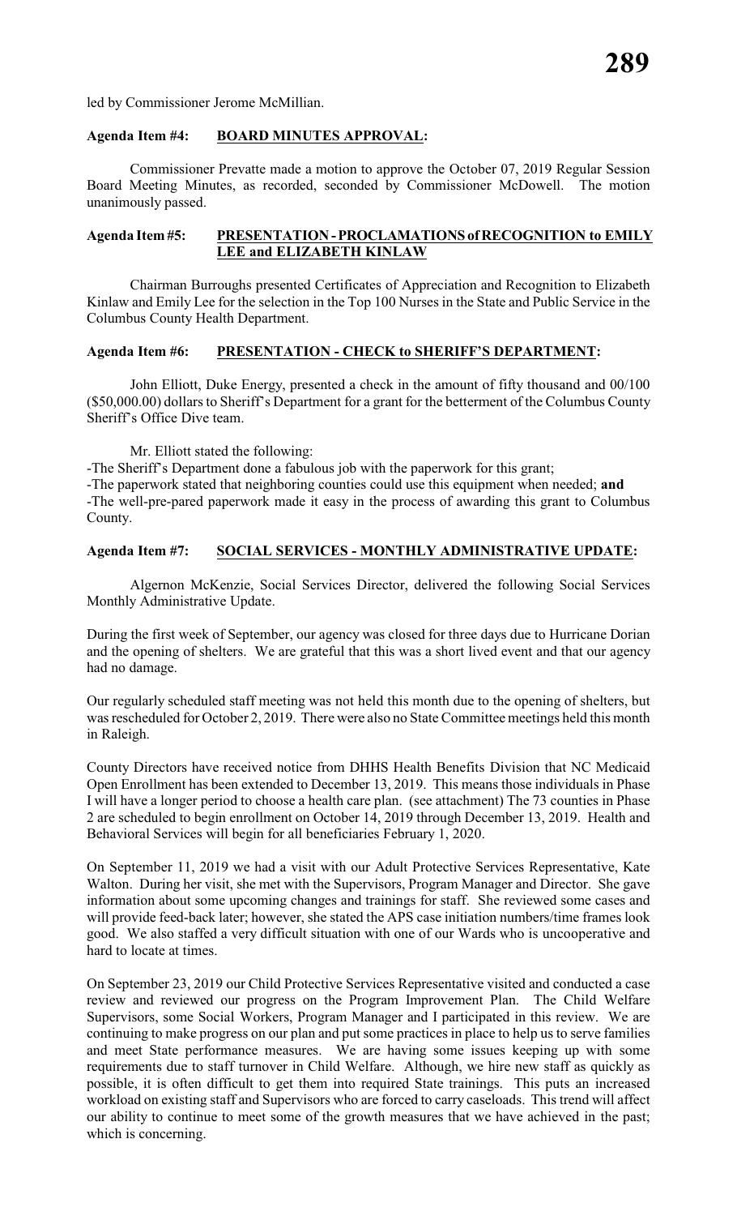led by Commissioner Jerome McMillian.

**Agenda Item #4: BOARD MINUTES APPROVAL:**

Commissioner Prevatte made a motion to approve the October 07, 2019 Regular Session Board Meeting Minutes, as recorded, seconded by Commissioner McDowell. The motion unanimously passed.

**Agenda Item #5: PRESENTATION - PROCLAMATIONS of RECOGNITION to EMILY LEE and ELIZABETH KINLAW**

Chairman Burroughs presented Certificates of Appreciation and Recognition to Elizabeth Kinlaw and Emily Lee for the selection in the Top 100 Nurses in the State and Public Service in the Columbus County Health Department.

**Agenda Item #6: PRESENTATION - CHECK to SHERIFF'S DEPARTMENT:**

John Elliott, Duke Energy, presented a check in the amount of fifty thousand and 00/100 ($50,000.00) dollars to Sheriff's Department for a grant for the betterment of the Columbus County Sheriff's Office Dive team.

Mr. Elliott stated the following:

-The Sheriff's Department done a fabulous job with the paperwork for this grant;
-The paperwork stated that neighboring counties could use this equipment when needed; **and**
-The well-pre-pared paperwork made it easy in the process of awarding this grant to Columbus County.

**Agenda Item #7: SOCIAL SERVICES - MONTHLY ADMINISTRATIVE UPDATE:**

Algernon McKenzie, Social Services Director, delivered the following Social Services Monthly Administrative Update.

During the first week of September, our agency was closed for three days due to Hurricane Dorian and the opening of shelters. We are grateful that this was a short lived event and that our agency had no damage.

Our regularly scheduled staff meeting was not held this month due to the opening of shelters, but was rescheduled for October 2, 2019. There were also no State Committee meetings held this month in Raleigh.

County Directors have received notice from DHHS Health Benefits Division that NC Medicaid Open Enrollment has been extended to December 13, 2019. This means those individuals in Phase I will have a longer period to choose a health care plan. (see attachment) The 73 counties in Phase 2 are scheduled to begin enrollment on October 14, 2019 through December 13, 2019. Health and Behavioral Services will begin for all beneficiaries February 1, 2020.

On September 11, 2019 we had a visit with our Adult Protective Services Representative, Kate Walton. During her visit, she met with the Supervisors, Program Manager and Director. She gave information about some upcoming changes and trainings for staff. She reviewed some cases and will provide feed-back later; however, she stated the APS case initiation numbers/time frames look good. We also staffed a very difficult situation with one of our Wards who is uncooperative and hard to locate at times.

On September 23, 2019 our Child Protective Services Representative visited and conducted a case review and reviewed our progress on the Program Improvement Plan. The Child Welfare Supervisors, some Social Workers, Program Manager and I participated in this review. We are continuing to make progress on our plan and put some practices in place to help us to serve families and meet State performance measures. We are having some issues keeping up with some requirements due to staff turnover in Child Welfare. Although, we hire new staff as quickly as possible, it is often difficult to get them into required State trainings. This puts an increased workload on existing staff and Supervisors who are forced to carry caseloads. This trend will affect our ability to continue to meet some of the growth measures that we have achieved in the past; which is concerning.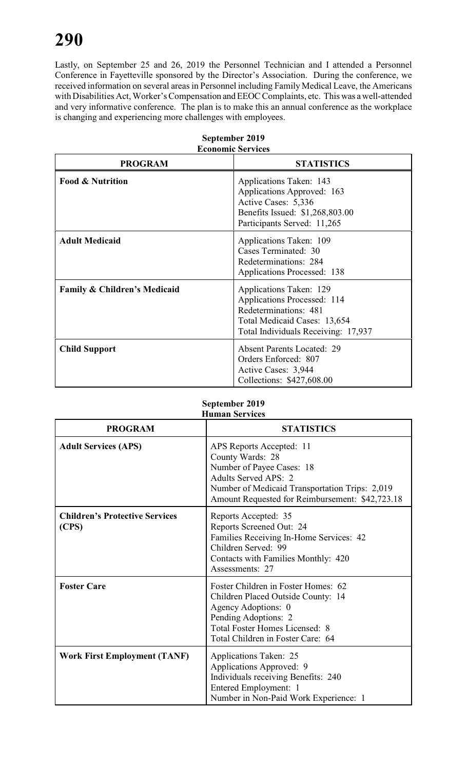Lastly, on September 25 and 26, 2019 the Personnel Technician and I attended a Personnel Conference in Fayetteville sponsored by the Director's Association. During the conference, we received information on several areas in Personnel including Family Medical Leave, the Americans with Disabilities Act, Worker's Compensation and EEOC Complaints, etc. This was a well-attended and very informative conference. The plan is to make this an annual conference as the workplace is changing and experiencing more challenges with employees.

**September 2019**
**Economic Services**

| PROGRAM | STATISTICS |
|---|---|
| **Food & Nutrition** | Applications Taken: 143<br>Applications Approved: 163<br>Active Cases: 5,336<br>Benefits Issued: $1,268,803.00<br>Participants Served: 11,265 |
| **Adult Medicaid** | Applications Taken: 109<br>Cases Terminated: 30<br>Redeterminations: 284<br>Applications Processed: 138 |
| **Family & Children's Medicaid** | Applications Taken: 129<br>Applications Processed: 114<br>Redeterminations: 481<br>Total Medicaid Cases: 13,654<br>Total Individuals Receiving: 17,937 |
| **Child Support** | Absent Parents Located: 29<br>Orders Enforced: 807<br>Active Cases: 3,944<br>Collections: $427,608.00 |

**September 2019**
**Human Services**

| PROGRAM | STATISTICS |
|---|---|
| **Adult Services (APS)** | APS Reports Accepted: 11<br>County Wards: 28<br>Number of Payee Cases: 18<br>Adults Served APS: 2<br>Number of Medicaid Transportation Trips: 2,019<br>Amount Requested for Reimbursement: $42,723.18 |
| **Children's Protective Services (CPS)** | Reports Accepted: 35<br>Reports Screened Out: 24<br>Families Receiving In-Home Services: 42<br>Children Served: 99<br>Contacts with Families Monthly: 420<br>Assessments: 27 |
| **Foster Care** | Foster Children in Foster Homes: 62<br>Children Placed Outside County: 14<br>Agency Adoptions: 0<br>Pending Adoptions: 2<br>Total Foster Homes Licensed: 8<br>Total Children in Foster Care: 64 |
| **Work First Employment (TANF)** | Applications Taken: 25<br>Applications Approved: 9<br>Individuals receiving Benefits: 240<br>Entered Employment: 1<br>Number in Non-Paid Work Experience: 1 |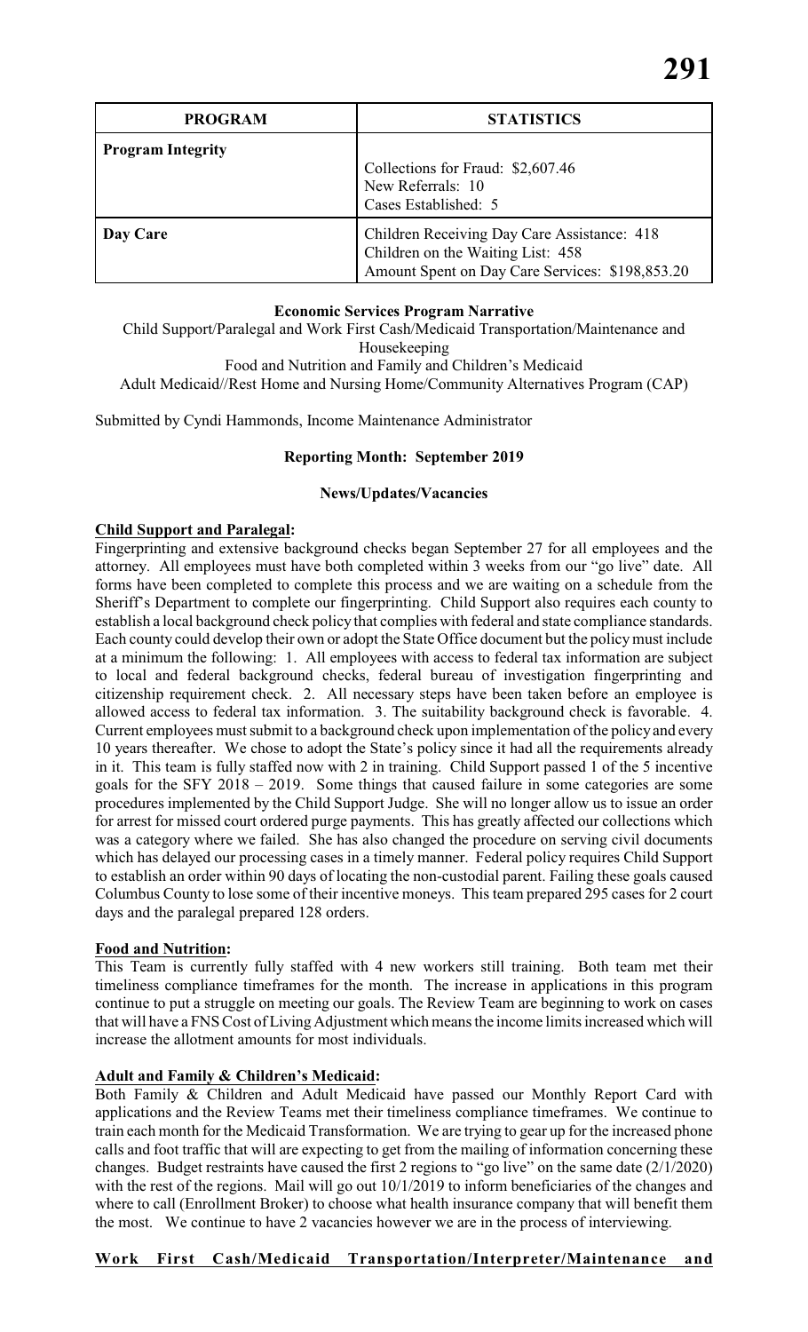| PROGRAM | STATISTICS |
|---|---|
| **Program Integrity** | Collections for Fraud: $2,607.46<br>New Referrals: 10<br>Cases Established: 5 |
| **Day Care** | Children Receiving Day Care Assistance: 418<br>Children on the Waiting List: 458<br>Amount Spent on Day Care Services: $198,853.20 |

**Economic Services Program Narrative**

Child Support/Paralegal and Work First Cash/Medicaid Transportation/Maintenance and Housekeeping

Food and Nutrition and Family and Children's Medicaid

Adult Medicaid//Rest Home and Nursing Home/Community Alternatives Program (CAP)

Submitted by Cyndi Hammonds, Income Maintenance Administrator

**Reporting Month: September 2019**

**News/Updates/Vacancies**

**Child Support and Paralegal:**

Fingerprinting and extensive background checks began September 27 for all employees and the attorney. All employees must have both completed within 3 weeks from our "go live" date. All forms have been completed to complete this process and we are waiting on a schedule from the Sheriff's Department to complete our fingerprinting. Child Support also requires each county to establish a local background check policy that complies with federal and state compliance standards. Each county could develop their own or adopt the State Office document but the policy must include at a minimum the following: 1. All employees with access to federal tax information are subject to local and federal background checks, federal bureau of investigation fingerprinting and citizenship requirement check. 2. All necessary steps have been taken before an employee is allowed access to federal tax information. 3. The suitability background check is favorable. 4. Current employees must submit to a background check upon implementation of the policy and every 10 years thereafter. We chose to adopt the State's policy since it had all the requirements already in it. This team is fully staffed now with 2 in training. Child Support passed 1 of the 5 incentive goals for the SFY 2018 – 2019. Some things that caused failure in some categories are some procedures implemented by the Child Support Judge. She will no longer allow us to issue an order for arrest for missed court ordered purge payments. This has greatly affected our collections which was a category where we failed. She has also changed the procedure on serving civil documents which has delayed our processing cases in a timely manner. Federal policy requires Child Support to establish an order within 90 days of locating the non-custodial parent. Failing these goals caused Columbus County to lose some of their incentive moneys. This team prepared 295 cases for 2 court days and the paralegal prepared 128 orders.

**Food and Nutrition:**

This Team is currently fully staffed with 4 new workers still training. Both team met their timeliness compliance timeframes for the month. The increase in applications in this program continue to put a struggle on meeting our goals. The Review Team are beginning to work on cases that will have a FNS Cost of Living Adjustment which means the income limits increased which will increase the allotment amounts for most individuals.

**Adult and Family & Children's Medicaid:**

Both Family & Children and Adult Medicaid have passed our Monthly Report Card with applications and the Review Teams met their timeliness compliance timeframes. We continue to train each month for the Medicaid Transformation. We are trying to gear up for the increased phone calls and foot traffic that will are expecting to get from the mailing of information concerning these changes. Budget restraints have caused the first 2 regions to "go live" on the same date (2/1/2020) with the rest of the regions. Mail will go out 10/1/2019 to inform beneficiaries of the changes and where to call (Enrollment Broker) to choose what health insurance company that will benefit them the most. We continue to have 2 vacancies however we are in the process of interviewing.

**Work First Cash/Medicaid Transportation/Interpreter/Maintenance and**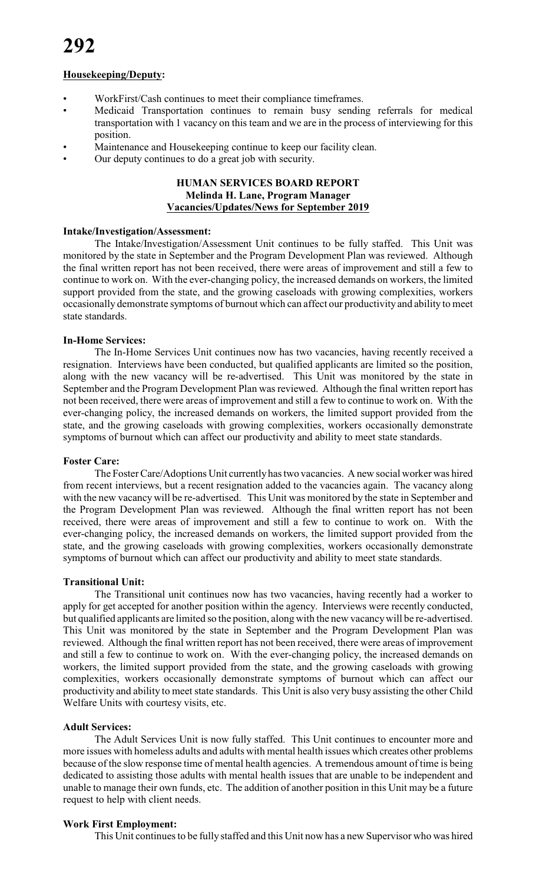### **Housekeeping/Deputy:**

- WorkFirst/Cash continues to meet their compliance timeframes.
- Medicaid Transportation continues to remain busy sending referrals for medical transportation with 1 vacancy on this team and we are in the process of interviewing for this position.
- Maintenance and Housekeeping continue to keep our facility clean.
- Our deputy continues to do a great job with security.

## HUMAN SERVICES BOARD REPORT
**Melinda H. Lane, Program Manager**
**Vacancies/Updates/News for September 2019**

**Intake/Investigation/Assessment:**

The Intake/Investigation/Assessment Unit continues to be fully staffed. This Unit was monitored by the state in September and the Program Development Plan was reviewed. Although the final written report has not been received, there were areas of improvement and still a few to continue to work on. With the ever-changing policy, the increased demands on workers, the limited support provided from the state, and the growing caseloads with growing complexities, workers occasionally demonstrate symptoms of burnout which can affect our productivity and ability to meet state standards.

**In-Home Services:**

The In-Home Services Unit continues now has two vacancies, having recently received a resignation. Interviews have been conducted, but qualified applicants are limited so the position, along with the new vacancy will be re-advertised. This Unit was monitored by the state in September and the Program Development Plan was reviewed. Although the final written report has not been received, there were areas of improvement and still a few to continue to work on. With the ever-changing policy, the increased demands on workers, the limited support provided from the state, and the growing caseloads with growing complexities, workers occasionally demonstrate symptoms of burnout which can affect our productivity and ability to meet state standards.

**Foster Care:**

The Foster Care/Adoptions Unit currently has two vacancies. A new social worker was hired from recent interviews, but a recent resignation added to the vacancies again. The vacancy along with the new vacancy will be re-advertised. This Unit was monitored by the state in September and the Program Development Plan was reviewed. Although the final written report has not been received, there were areas of improvement and still a few to continue to work on. With the ever-changing policy, the increased demands on workers, the limited support provided from the state, and the growing caseloads with growing complexities, workers occasionally demonstrate symptoms of burnout which can affect our productivity and ability to meet state standards.

**Transitional Unit:**

The Transitional unit continues now has two vacancies, having recently had a worker to apply for get accepted for another position within the agency. Interviews were recently conducted, but qualified applicants are limited so the position, along with the new vacancy will be re-advertised. This Unit was monitored by the state in September and the Program Development Plan was reviewed. Although the final written report has not been received, there were areas of improvement and still a few to continue to work on. With the ever-changing policy, the increased demands on workers, the limited support provided from the state, and the growing caseloads with growing complexities, workers occasionally demonstrate symptoms of burnout which can affect our productivity and ability to meet state standards. This Unit is also very busy assisting the other Child Welfare Units with courtesy visits, etc.

**Adult Services:**

The Adult Services Unit is now fully staffed. This Unit continues to encounter more and more issues with homeless adults and adults with mental health issues which creates other problems because of the slow response time of mental health agencies. A tremendous amount of time is being dedicated to assisting those adults with mental health issues that are unable to be independent and unable to manage their own funds, etc. The addition of another position in this Unit may be a future request to help with client needs.

**Work First Employment:**

This Unit continues to be fully staffed and this Unit now has a new Supervisor who was hired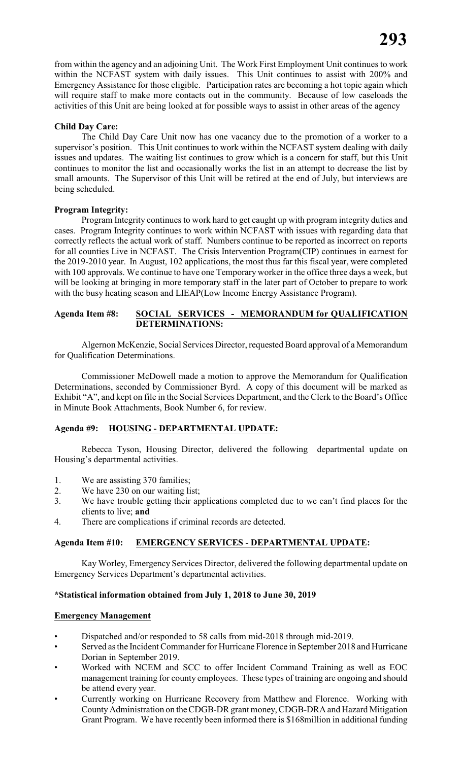from within the agency and an adjoining Unit. The Work First Employment Unit continues to work within the NCFAST system with daily issues. This Unit continues to assist with 200% and Emergency Assistance for those eligible. Participation rates are becoming a hot topic again which will require staff to make more contacts out in the community. Because of low caseloads the activities of this Unit are being looked at for possible ways to assist in other areas of the agency

**Child Day Care:**

The Child Day Care Unit now has one vacancy due to the promotion of a worker to a supervisor's position. This Unit continues to work within the NCFAST system dealing with daily issues and updates. The waiting list continues to grow which is a concern for staff, but this Unit continues to monitor the list and occasionally works the list in an attempt to decrease the list by small amounts. The Supervisor of this Unit will be retired at the end of July, but interviews are being scheduled.

**Program Integrity:**

Program Integrity continues to work hard to get caught up with program integrity duties and cases. Program Integrity continues to work within NCFAST with issues with regarding data that correctly reflects the actual work of staff. Numbers continue to be reported as incorrect on reports for all counties Live in NCFAST. The Crisis Intervention Program(CIP) continues in earnest for the 2019-2010 year. In August, 102 applications, the most thus far this fiscal year, were completed with 100 approvals. We continue to have one Temporary worker in the office three days a week, but will be looking at bringing in more temporary staff in the later part of October to prepare to work with the busy heating season and LIEAP(Low Income Energy Assistance Program).

**Agenda Item #8: SOCIAL SERVICES - MEMORANDUM for QUALIFICATION DETERMINATIONS:**

Algernon McKenzie, Social Services Director, requested Board approval of a Memorandum for Qualification Determinations.

Commissioner McDowell made a motion to approve the Memorandum for Qualification Determinations, seconded by Commissioner Byrd. A copy of this document will be marked as Exhibit "A", and kept on file in the Social Services Department, and the Clerk to the Board's Office in Minute Book Attachments, Book Number 6, for review.

**Agenda #9: HOUSING - DEPARTMENTAL UPDATE:**

Rebecca Tyson, Housing Director, delivered the following departmental update on Housing's departmental activities.

1. We are assisting 370 families;
2. We have 230 on our waiting list;
3. We have trouble getting their applications completed due to we can't find places for the clients to live; **and**
4. There are complications if criminal records are detected.

**Agenda Item #10: EMERGENCY SERVICES - DEPARTMENTAL UPDATE:**

Kay Worley, Emergency Services Director, delivered the following departmental update on Emergency Services Department's departmental activities.

**\*Statistical information obtained from July 1, 2018 to June 30, 2019**

**Emergency Management**

- Dispatched and/or responded to 58 calls from mid-2018 through mid-2019.
- Served as the Incident Commander for Hurricane Florence in September 2018 and Hurricane Dorian in September 2019.
- Worked with NCEM and SCC to offer Incident Command Training as well as EOC management training for county employees. These types of training are ongoing and should be attend every year.
- Currently working on Hurricane Recovery from Matthew and Florence. Working with County Administration on the CDGB-DR grant money, CDGB-DRA and Hazard Mitigation Grant Program. We have recently been informed there is $168million in additional funding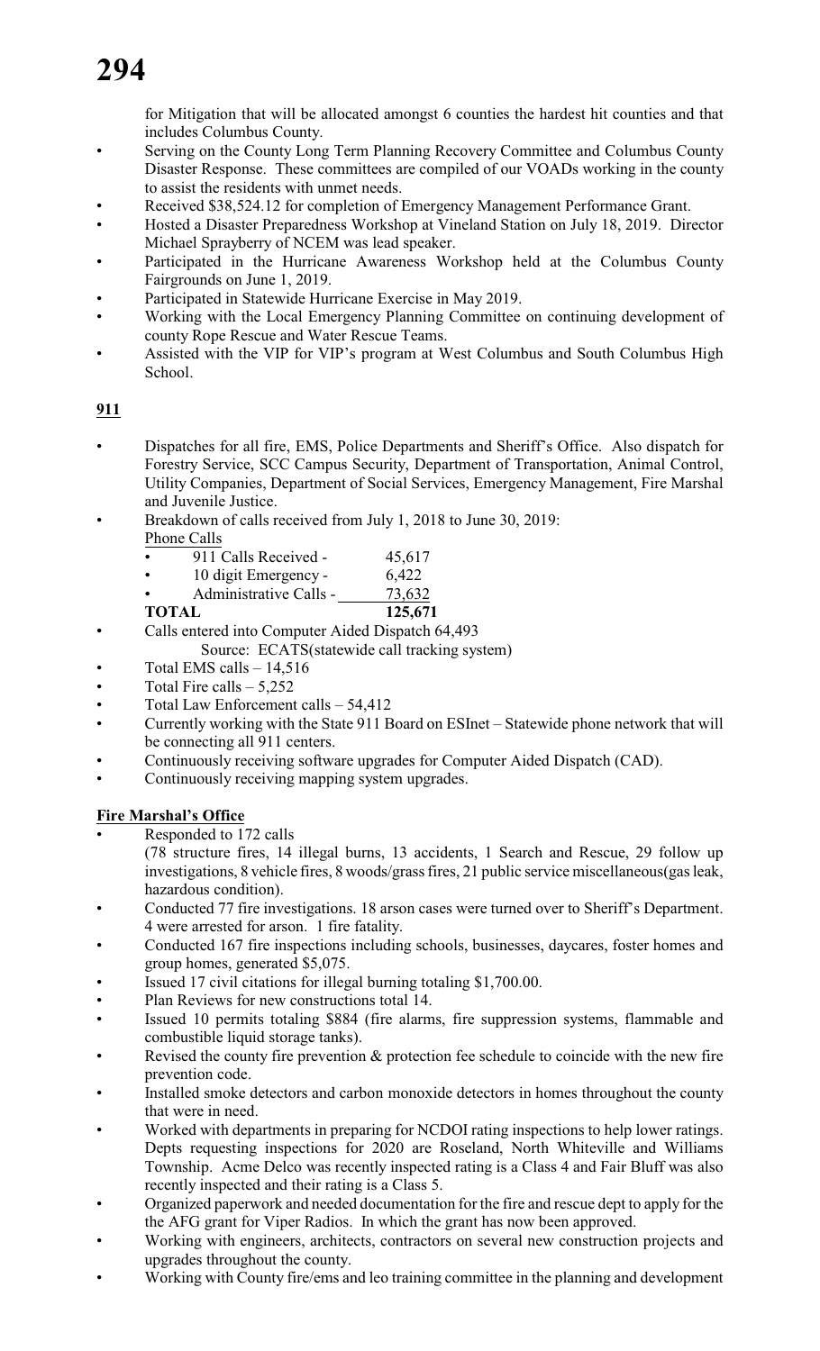for Mitigation that will be allocated amongst 6 counties the hardest hit counties and that includes Columbus County.

- Serving on the County Long Term Planning Recovery Committee and Columbus County Disaster Response. These committees are compiled of our VOADs working in the county to assist the residents with unmet needs.
- Received $38,524.12 for completion of Emergency Management Performance Grant.
- Hosted a Disaster Preparedness Workshop at Vineland Station on July 18, 2019. Director Michael Sprayberry of NCEM was lead speaker.
- Participated in the Hurricane Awareness Workshop held at the Columbus County Fairgrounds on June 1, 2019.
- Participated in Statewide Hurricane Exercise in May 2019.
- Working with the Local Emergency Planning Committee on continuing development of county Rope Rescue and Water Rescue Teams.
- Assisted with the VIP for VIP's program at West Columbus and South Columbus High School.

## 911

- Dispatches for all fire, EMS, Police Departments and Sheriff's Office. Also dispatch for Forestry Service, SCC Campus Security, Department of Transportation, Animal Control, Utility Companies, Department of Social Services, Emergency Management, Fire Marshal and Juvenile Justice.
- Breakdown of calls received from July 1, 2018 to June 30, 2019:

  Phone Calls
  - 911 Calls Received - 45,617
  - 10 digit Emergency - 6,422
  - Administrative Calls - 73,632

  **TOTAL 125,671**
- Calls entered into Computer Aided Dispatch 64,493

  Source: ECATS(statewide call tracking system)
- Total EMS calls – 14,516
- Total Fire calls – 5,252
- Total Law Enforcement calls – 54,412
- Currently working with the State 911 Board on ESInet – Statewide phone network that will be connecting all 911 centers.
- Continuously receiving software upgrades for Computer Aided Dispatch (CAD).
- Continuously receiving mapping system upgrades.

## Fire Marshal's Office

- Responded to 172 calls

  (78 structure fires, 14 illegal burns, 13 accidents, 1 Search and Rescue, 29 follow up investigations, 8 vehicle fires, 8 woods/grass fires, 21 public service miscellaneous(gas leak, hazardous condition).
- Conducted 77 fire investigations. 18 arson cases were turned over to Sheriff's Department. 4 were arrested for arson. 1 fire fatality.
- Conducted 167 fire inspections including schools, businesses, daycares, foster homes and group homes, generated $5,075.
- Issued 17 civil citations for illegal burning totaling $1,700.00.
- Plan Reviews for new constructions total 14.
- Issued 10 permits totaling $884 (fire alarms, fire suppression systems, flammable and combustible liquid storage tanks).
- Revised the county fire prevention & protection fee schedule to coincide with the new fire prevention code.
- Installed smoke detectors and carbon monoxide detectors in homes throughout the county that were in need.
- Worked with departments in preparing for NCDOI rating inspections to help lower ratings. Depts requesting inspections for 2020 are Roseland, North Whiteville and Williams Township. Acme Delco was recently inspected rating is a Class 4 and Fair Bluff was also recently inspected and their rating is a Class 5.
- Organized paperwork and needed documentation for the fire and rescue dept to apply for the the AFG grant for Viper Radios. In which the grant has now been approved.
- Working with engineers, architects, contractors on several new construction projects and upgrades throughout the county.
- Working with County fire/ems and leo training committee in the planning and development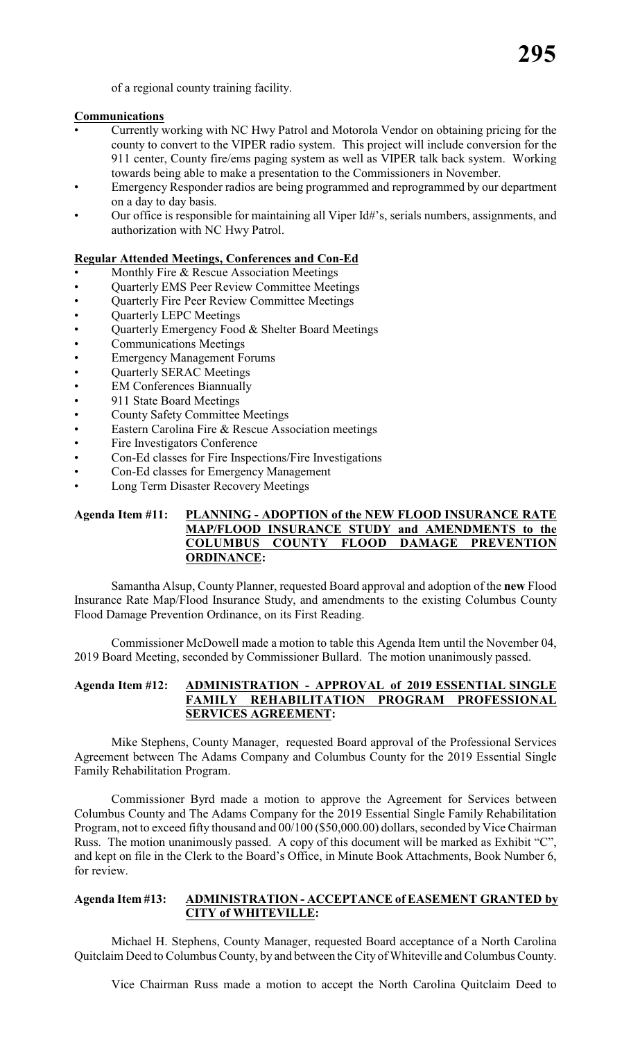of a regional county training facility.

**Communications**

- Currently working with NC Hwy Patrol and Motorola Vendor on obtaining pricing for the county to convert to the VIPER radio system. This project will include conversion for the 911 center, County fire/ems paging system as well as VIPER talk back system. Working towards being able to make a presentation to the Commissioners in November.
- Emergency Responder radios are being programmed and reprogrammed by our department on a day to day basis.
- Our office is responsible for maintaining all Viper Id#'s, serials numbers, assignments, and authorization with NC Hwy Patrol.

**Regular Attended Meetings, Conferences and Con-Ed**

- Monthly Fire & Rescue Association Meetings
- Quarterly EMS Peer Review Committee Meetings
- Quarterly Fire Peer Review Committee Meetings
- Quarterly LEPC Meetings
- Quarterly Emergency Food & Shelter Board Meetings
- Communications Meetings
- Emergency Management Forums
- Quarterly SERAC Meetings
- EM Conferences Biannually
- 911 State Board Meetings
- County Safety Committee Meetings
- Eastern Carolina Fire & Rescue Association meetings
- Fire Investigators Conference
- Con-Ed classes for Fire Inspections/Fire Investigations
- Con-Ed classes for Emergency Management
- Long Term Disaster Recovery Meetings

**Agenda Item #11: PLANNING - ADOPTION of the NEW FLOOD INSURANCE RATE MAP/FLOOD INSURANCE STUDY and AMENDMENTS to the COLUMBUS COUNTY FLOOD DAMAGE PREVENTION ORDINANCE:**

Samantha Alsup, County Planner, requested Board approval and adoption of the **new** Flood Insurance Rate Map/Flood Insurance Study, and amendments to the existing Columbus County Flood Damage Prevention Ordinance, on its First Reading.

Commissioner McDowell made a motion to table this Agenda Item until the November 04, 2019 Board Meeting, seconded by Commissioner Bullard. The motion unanimously passed.

**Agenda Item #12: ADMINISTRATION - APPROVAL of 2019 ESSENTIAL SINGLE FAMILY REHABILITATION PROGRAM PROFESSIONAL SERVICES AGREEMENT:**

Mike Stephens, County Manager, requested Board approval of the Professional Services Agreement between The Adams Company and Columbus County for the 2019 Essential Single Family Rehabilitation Program.

Commissioner Byrd made a motion to approve the Agreement for Services between Columbus County and The Adams Company for the 2019 Essential Single Family Rehabilitation Program, not to exceed fifty thousand and 00/100 ($50,000.00) dollars, seconded by Vice Chairman Russ. The motion unanimously passed. A copy of this document will be marked as Exhibit "C", and kept on file in the Clerk to the Board's Office, in Minute Book Attachments, Book Number 6, for review.

**Agenda Item #13: ADMINISTRATION - ACCEPTANCE of EASEMENT GRANTED by CITY of WHITEVILLE:**

Michael H. Stephens, County Manager, requested Board acceptance of a North Carolina Quitclaim Deed to Columbus County, by and between the City of Whiteville and Columbus County.

Vice Chairman Russ made a motion to accept the North Carolina Quitclaim Deed to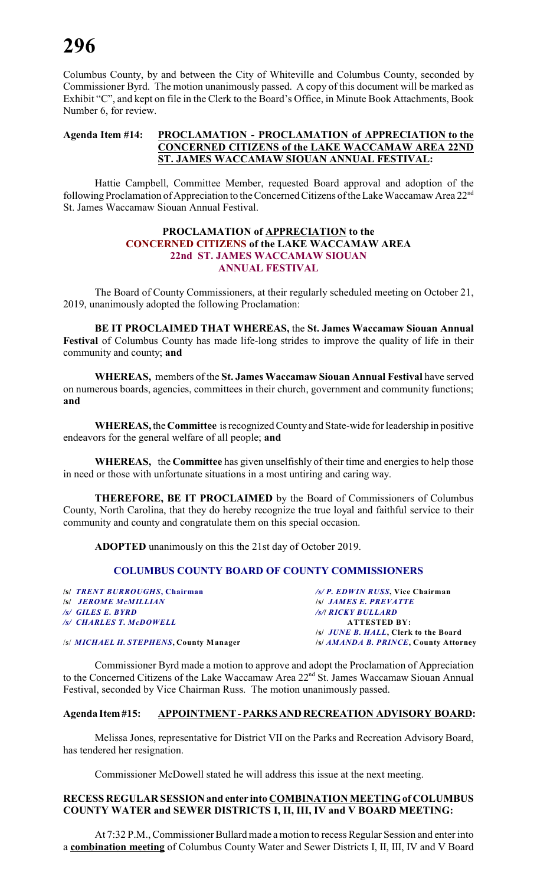Columbus County, by and between the City of Whiteville and Columbus County, seconded by Commissioner Byrd. The motion unanimously passed. A copy of this document will be marked as Exhibit "C", and kept on file in the Clerk to the Board's Office, in Minute Book Attachments, Book Number 6, for review.

**Agenda Item #14: PROCLAMATION - PROCLAMATION of APPRECIATION to the CONCERNED CITIZENS of the LAKE WACCAMAW AREA 22ND ST. JAMES WACCAMAW SIOUAN ANNUAL FESTIVAL:**

Hattie Campbell, Committee Member, requested Board approval and adoption of the following Proclamation of Appreciation to the Concerned Citizens of the Lake Waccamaw Area 22nd St. James Waccamaw Siouan Annual Festival.

**PROCLAMATION of APPRECIATION to the CONCERNED CITIZENS of the LAKE WACCAMAW AREA 22nd ST. JAMES WACCAMAW SIOUAN ANNUAL FESTIVAL**

The Board of County Commissioners, at their regularly scheduled meeting on October 21, 2019, unanimously adopted the following Proclamation:

**BE IT PROCLAIMED THAT WHEREAS,** the **St. James Waccamaw Siouan Annual Festival** of Columbus County has made life-long strides to improve the quality of life in their community and county; **and**

**WHEREAS,** members of the **St. James Waccamaw Siouan Annual Festival** have served on numerous boards, agencies, committees in their church, government and community functions; **and**

**WHEREAS,** the **Committee** is recognized County and State-wide for leadership in positive endeavors for the general welfare of all people; **and**

**WHEREAS,** the **Committee** has given unselfishly of their time and energies to help those in need or those with unfortunate situations in a most untiring and caring way.

**THEREFORE, BE IT PROCLAIMED** by the Board of Commissioners of Columbus County, North Carolina, that they do hereby recognize the true loyal and faithful service to their community and county and congratulate them on this special occasion.

**ADOPTED** unanimously on this the 21st day of October 2019.

**COLUMBUS COUNTY BOARD OF COUNTY COMMISSIONERS**

| | |
|---|---|
| /s/ *TRENT BURROUGHS*, **Chairman** | /s/ *P. EDWIN RUSS*, **Vice Chairman** |
| /s/ *JEROME McMILLIAN* | /s/ *JAMES E. PREVATTE* |
| /s/ *GILES E. BYRD* | /s/ *RICKY BULLARD* |
| /s/ *CHARLES T. McDOWELL* | **ATTESTED BY:** |
| | /s/ *JUNE B. HALL*, **Clerk to the Board** |
| /s/ *MICHAEL H. STEPHENS*, **County Manager** | /s/ *AMANDA B. PRINCE*, **County Attorney** |

Commissioner Byrd made a motion to approve and adopt the Proclamation of Appreciation to the Concerned Citizens of the Lake Waccamaw Area 22nd St. James Waccamaw Siouan Annual Festival, seconded by Vice Chairman Russ. The motion unanimously passed.

**Agenda Item #15: APPOINTMENT - PARKS AND RECREATION ADVISORY BOARD:**

Melissa Jones, representative for District VII on the Parks and Recreation Advisory Board, has tendered her resignation.

Commissioner McDowell stated he will address this issue at the next meeting.

**RECESS REGULAR SESSION and enter into COMBINATION MEETING of COLUMBUS COUNTY WATER and SEWER DISTRICTS I, II, III, IV and V BOARD MEETING:**

At 7:32 P.M., Commissioner Bullard made a motion to recess Regular Session and enter into a **combination meeting** of Columbus County Water and Sewer Districts I, II, III, IV and V Board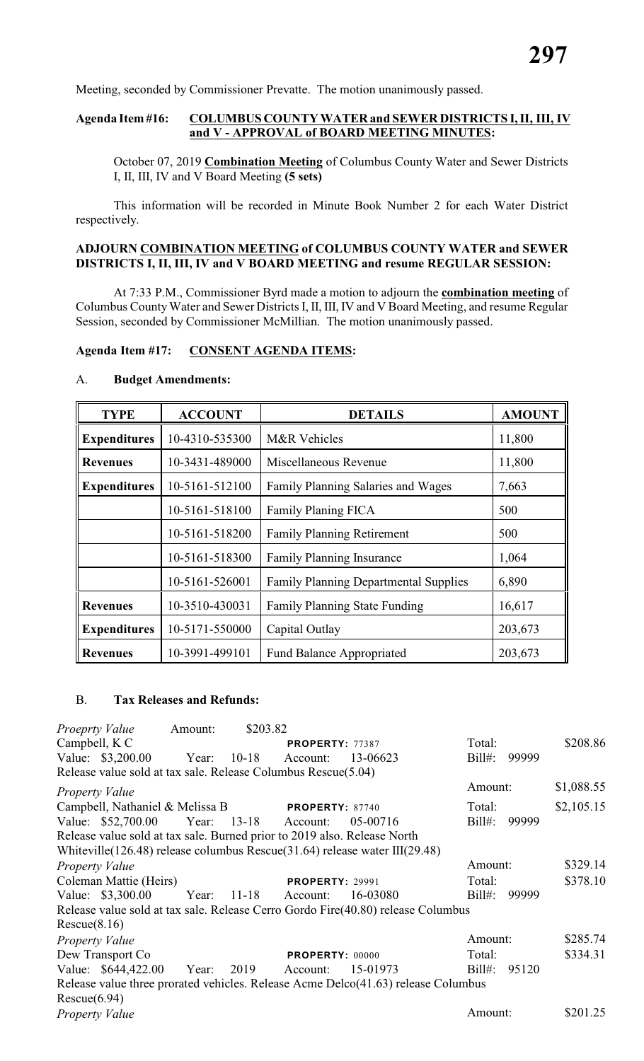Meeting, seconded by Commissioner Prevatte. The motion unanimously passed.

**Agenda Item #16: COLUMBUS COUNTY WATER and SEWER DISTRICTS I, II, III, IV and V - APPROVAL of BOARD MEETING MINUTES:**

October 07, 2019 **Combination Meeting** of Columbus County Water and Sewer Districts I, II, III, IV and V Board Meeting **(5 sets)**

This information will be recorded in Minute Book Number 2 for each Water District respectively.

**ADJOURN COMBINATION MEETING of COLUMBUS COUNTY WATER and SEWER DISTRICTS I, II, III, IV and V BOARD MEETING and resume REGULAR SESSION:**

At 7:33 P.M., Commissioner Byrd made a motion to adjourn the **combination meeting** of Columbus County Water and Sewer Districts I, II, III, IV and V Board Meeting, and resume Regular Session, seconded by Commissioner McMillian. The motion unanimously passed.

**Agenda Item #17: CONSENT AGENDA ITEMS:**

A. **Budget Amendments:**

| TYPE | ACCOUNT | DETAILS | AMOUNT |
|---|---|---|---|
| **Expenditures** | 10-4310-535300 | M&R Vehicles | 11,800 |
| **Revenues** | 10-3431-489000 | Miscellaneous Revenue | 11,800 |
| **Expenditures** | 10-5161-512100 | Family Planning Salaries and Wages | 7,663 |
| | 10-5161-518100 | Family Planing FICA | 500 |
| | 10-5161-518200 | Family Planning Retirement | 500 |
| | 10-5161-518300 | Family Planning Insurance | 1,064 |
| | 10-5161-526001 | Family Planning Departmental Supplies | 6,890 |
| **Revenues** | 10-3510-430031 | Family Planning State Funding | 16,617 |
| **Expenditures** | 10-5171-550000 | Capital Outlay | 203,673 |
| **Revenues** | 10-3991-499101 | Fund Balance Appropriated | 203,673 |

B. **Tax Releases and Refunds:**

*Proeprty Value* Amount: $203.82
Campbell, K C — **PROPERTY:** 77387 — Total: $208.86
Value: $3,200.00 Year: 10-18 Account: 13-06623 Bill#: 99999
Release value sold at tax sale. Release Columbus Rescue(5.04)

*Property Value* Amount: $1,088.55
Campbell, Nathaniel & Melissa B — **PROPERTY:** 87740 — Total: $2,105.15
Value: $52,700.00 Year: 13-18 Account: 05-00716 Bill#: 99999
Release value sold at tax sale. Burned prior to 2019 also. Release North Whiteville(126.48) release columbus Rescue(31.64) release water III(29.48)

*Property Value* Amount: $329.14
Coleman Mattie (Heirs) — **PROPERTY:** 29991 — Total: $378.10
Value: $3,300.00 Year: 11-18 Account: 16-03080 Bill#: 99999
Release value sold at tax sale. Release Cerro Gordo Fire(40.80) release Columbus Rescue(8.16)

*Property Value* Amount: $285.74
Dew Transport Co — **PROPERTY:** 00000 — Total: $334.31
Value: $644,422.00 Year: 2019 Account: 15-01973 Bill#: 95120
Release value three prorated vehicles. Release Acme Delco(41.63) release Columbus Rescue(6.94)

*Property Value* Amount: $201.25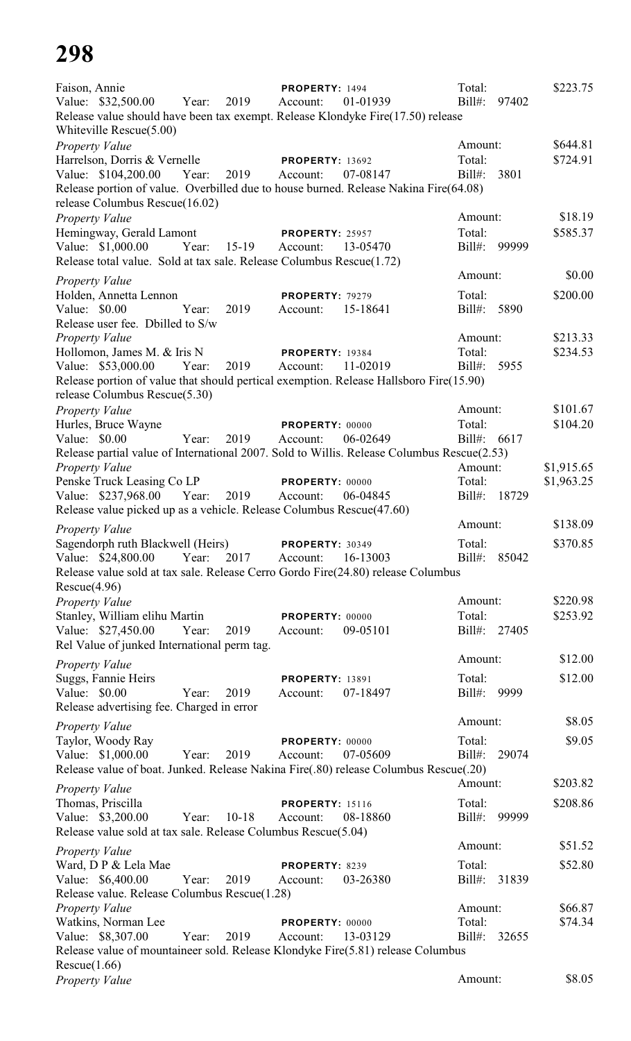Faison, Annie PROPERTY: 1494 Total: $223.75
Value: $32,500.00 Year: 2019 Account: 01-01939 Bill#: 97402
Release value should have been tax exempt. Release Klondyke Fire(17.50) release Whiteville Rescue(5.00)

*Property Value* Amount: $644.81

Harrelson, Dorris & Vernelle PROPERTY: 13692 Total: $724.91
Value: $104,200.00 Year: 2019 Account: 07-08147 Bill#: 3801
Release portion of value. Overbilled due to house burned. Release Nakina Fire(64.08) release Columbus Rescue(16.02)

*Property Value* Amount: $18.19

Hemingway, Gerald Lamont PROPERTY: 25957 Total: $585.37
Value: $1,000.00 Year: 15-19 Account: 13-05470 Bill#: 99999
Release total value. Sold at tax sale. Release Columbus Rescue(1.72)

*Property Value* Amount: $0.00

Holden, Annetta Lennon PROPERTY: 79279 Total: $200.00
Value: $0.00 Year: 2019 Account: 15-18641 Bill#: 5890
Release user fee. Dbilled to S/w

*Property Value* Amount: $213.33

Hollomon, James M. & Iris N PROPERTY: 19384 Total: $234.53
Value: $53,000.00 Year: 2019 Account: 11-02019 Bill#: 5955
Release portion of value that should pertical exemption. Release Hallsboro Fire(15.90) release Columbus Rescue(5.30)

*Property Value* Amount: $101.67

Hurles, Bruce Wayne PROPERTY: 00000 Total: $104.20
Value: $0.00 Year: 2019 Account: 06-02649 Bill#: 6617
Release partial value of International 2007. Sold to Willis. Release Columbus Rescue(2.53)

*Property Value* Amount: $1,915.65

Penske Truck Leasing Co LP PROPERTY: 00000 Total: $1,963.25
Value: $237,968.00 Year: 2019 Account: 06-04845 Bill#: 18729
Release value picked up as a vehicle. Release Columbus Rescue(47.60)

*Property Value* Amount: $138.09

Sagendorph ruth Blackwell (Heirs) PROPERTY: 30349 Total: $370.85
Value: $24,800.00 Year: 2017 Account: 16-13003 Bill#: 85042
Release value sold at tax sale. Release Cerro Gordo Fire(24.80) release Columbus Rescue(4.96)

*Property Value* Amount: $220.98

Stanley, William elihu Martin PROPERTY: 00000 Total: $253.92
Value: $27,450.00 Year: 2019 Account: 09-05101 Bill#: 27405
Rel Value of junked International perm tag.

*Property Value* Amount: $12.00

Suggs, Fannie Heirs PROPERTY: 13891 Total: $12.00
Value: $0.00 Year: 2019 Account: 07-18497 Bill#: 9999
Release advertising fee. Charged in error

*Property Value* Amount: $8.05

Taylor, Woody Ray PROPERTY: 00000 Total: $9.05
Value: $1,000.00 Year: 2019 Account: 07-05609 Bill#: 29074
Release value of boat. Junked. Release Nakina Fire(.80) release Columbus Rescue(.20)

*Property Value* Amount: $203.82

Thomas, Priscilla PROPERTY: 15116 Total: $208.86
Value: $3,200.00 Year: 10-18 Account: 08-18860 Bill#: 99999
Release value sold at tax sale. Release Columbus Rescue(5.04)

*Property Value* Amount: $51.52

Ward, D P & Lela Mae PROPERTY: 8239 Total: $52.80
Value: $6,400.00 Year: 2019 Account: 03-26380 Bill#: 31839
Release value. Release Columbus Rescue(1.28)

*Property Value* Amount: $66.87

Watkins, Norman Lee PROPERTY: 00000 Total: $74.34
Value: $8,307.00 Year: 2019 Account: 13-03129 Bill#: 32655
Release value of mountaineer sold. Release Klondyke Fire(5.81) release Columbus Rescue(1.66)

*Property Value* Amount: $8.05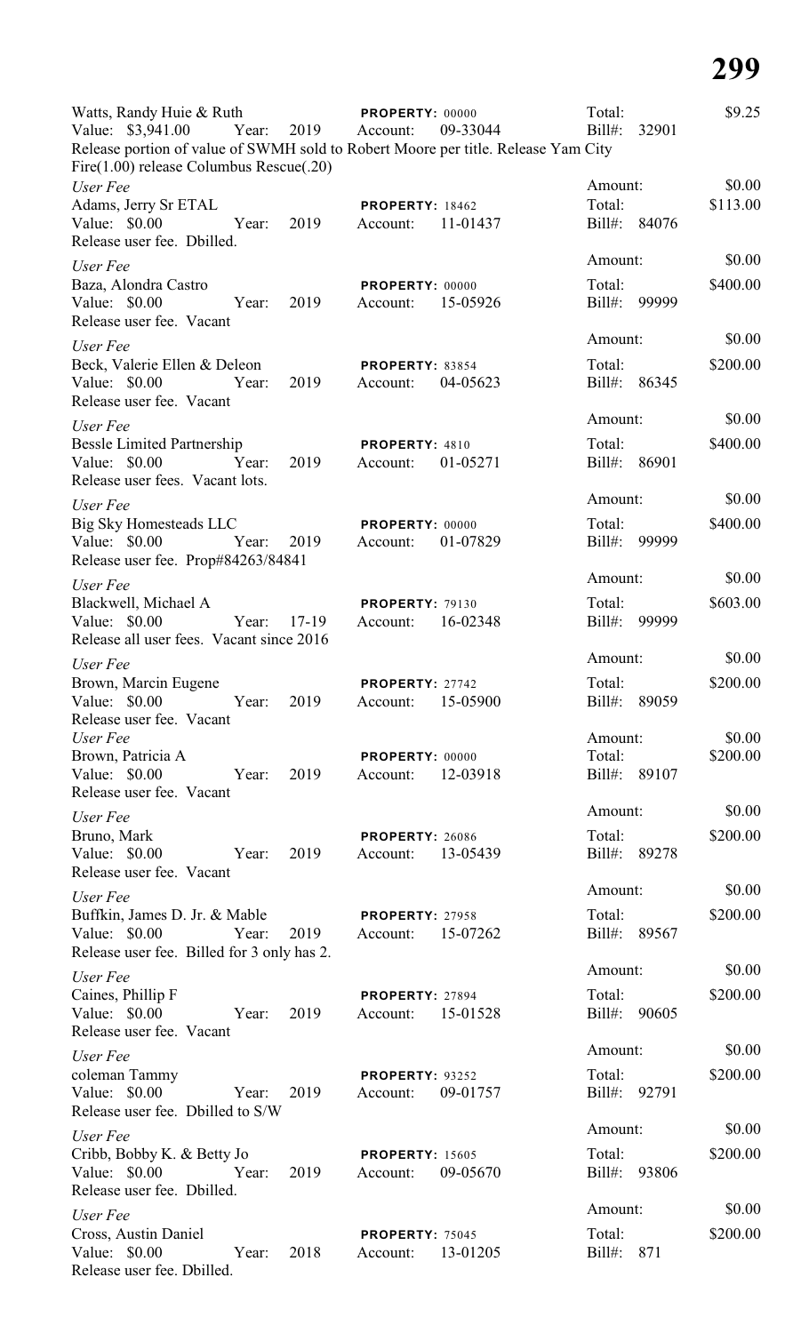Watts, Randy Huie & Ruth | **PROPERTY:** 00000 | Total: $9.25
Value: $3,941.00 Year: 2019 Account: 09-33044 Bill#: 32901
Release portion of value of SWMH sold to Robert Moore per title. Release Yam City Fire(1.00) release Columbus Rescue(.20)

*User Fee* | Amount: $0.00
Adams, Jerry Sr ETAL | **PROPERTY:** 18462 | Total: $113.00
Value: $0.00 Year: 2019 Account: 11-01437 Bill#: 84076
Release user fee. Dbilled.

*User Fee* | Amount: $0.00
Baza, Alondra Castro | **PROPERTY:** 00000 | Total: $400.00
Value: $0.00 Year: 2019 Account: 15-05926 Bill#: 99999
Release user fee. Vacant

*User Fee* | Amount: $0.00
Beck, Valerie Ellen & Deleon | **PROPERTY:** 83854 | Total: $200.00
Value: $0.00 Year: 2019 Account: 04-05623 Bill#: 86345
Release user fee. Vacant

*User Fee* | Amount: $0.00
Bessle Limited Partnership | **PROPERTY:** 4810 | Total: $400.00
Value: $0.00 Year: 2019 Account: 01-05271 Bill#: 86901
Release user fees. Vacant lots.

*User Fee* | Amount: $0.00
Big Sky Homesteads LLC | **PROPERTY:** 00000 | Total: $400.00
Value: $0.00 Year: 2019 Account: 01-07829 Bill#: 99999
Release user fee. Prop#84263/84841

*User Fee* | Amount: $0.00
Blackwell, Michael A | **PROPERTY:** 79130 | Total: $603.00
Value: $0.00 Year: 17-19 Account: 16-02348 Bill#: 99999
Release all user fees. Vacant since 2016

*User Fee* | Amount: $0.00
Brown, Marcin Eugene | **PROPERTY:** 27742 | Total: $200.00
Value: $0.00 Year: 2019 Account: 15-05900 Bill#: 89059
Release user fee. Vacant

*User Fee* | Amount: $0.00
Brown, Patricia A | **PROPERTY:** 00000 | Total: $200.00
Value: $0.00 Year: 2019 Account: 12-03918 Bill#: 89107
Release user fee. Vacant

*User Fee* | Amount: $0.00
Bruno, Mark | **PROPERTY:** 26086 | Total: $200.00
Value: $0.00 Year: 2019 Account: 13-05439 Bill#: 89278
Release user fee. Vacant

*User Fee* | Amount: $0.00
Buffkin, James D. Jr. & Mable | **PROPERTY:** 27958 | Total: $200.00
Value: $0.00 Year: 2019 Account: 15-07262 Bill#: 89567
Release user fee. Billed for 3 only has 2.

*User Fee* | Amount: $0.00
Caines, Phillip F | **PROPERTY:** 27894 | Total: $200.00
Value: $0.00 Year: 2019 Account: 15-01528 Bill#: 90605
Release user fee. Vacant

*User Fee* | Amount: $0.00
coleman Tammy | **PROPERTY:** 93252 | Total: $200.00
Value: $0.00 Year: 2019 Account: 09-01757 Bill#: 92791
Release user fee. Dbilled to S/W

*User Fee* | Amount: $0.00
Cribb, Bobby K. & Betty Jo | **PROPERTY:** 15605 | Total: $200.00
Value: $0.00 Year: 2019 Account: 09-05670 Bill#: 93806
Release user fee. Dbilled.

*User Fee* | Amount: $0.00
Cross, Austin Daniel | **PROPERTY:** 75045 | Total: $200.00
Value: $0.00 Year: 2018 Account: 13-01205 Bill#: 871
Release user fee. Dbilled.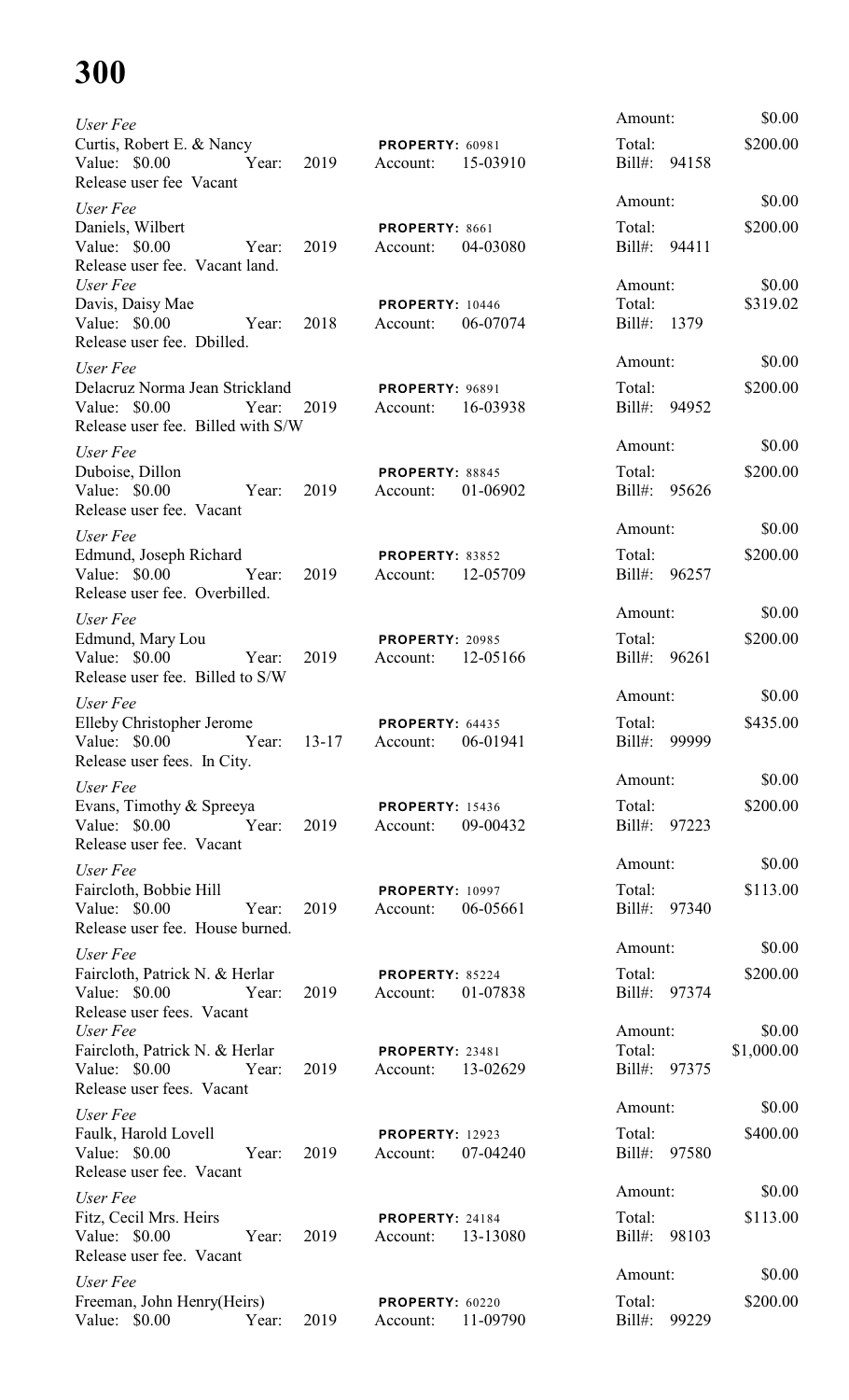*User Fee*
Curtis, Robert E. & Nancy — **PROPERTY:** 60981
Value: $0.00 Year: 2019 Account: 15-03910
Release user fee Vacant
Amount: $0.00
Total: $200.00
Bill#: 94158

*User Fee*
Daniels, Wilbert — **PROPERTY:** 8661
Value: $0.00 Year: 2019 Account: 04-03080
Release user fee. Vacant land.
Amount: $0.00
Total: $200.00
Bill#: 94411

*User Fee*
Davis, Daisy Mae — **PROPERTY:** 10446
Value: $0.00 Year: 2018 Account: 06-07074
Release user fee. Dbilled.
Amount: $0.00
Total: $319.02
Bill#: 1379

*User Fee*
Delacruz Norma Jean Strickland — **PROPERTY:** 96891
Value: $0.00 Year: 2019 Account: 16-03938
Release user fee. Billed with S/W
Amount: $0.00
Total: $200.00
Bill#: 94952

*User Fee*
Duboise, Dillon — **PROPERTY:** 88845
Value: $0.00 Year: 2019 Account: 01-06902
Release user fee. Vacant
Amount: $0.00
Total: $200.00
Bill#: 95626

*User Fee*
Edmund, Joseph Richard — **PROPERTY:** 83852
Value: $0.00 Year: 2019 Account: 12-05709
Release user fee. Overbilled.
Amount: $0.00
Total: $200.00
Bill#: 96257

*User Fee*
Edmund, Mary Lou — **PROPERTY:** 20985
Value: $0.00 Year: 2019 Account: 12-05166
Release user fee. Billed to S/W
Amount: $0.00
Total: $200.00
Bill#: 96261

*User Fee*
Elleby Christopher Jerome — **PROPERTY:** 64435
Value: $0.00 Year: 13-17 Account: 06-01941
Release user fees. In City.
Amount: $0.00
Total: $435.00
Bill#: 99999

*User Fee*
Evans, Timothy & Spreeya — **PROPERTY:** 15436
Value: $0.00 Year: 2019 Account: 09-00432
Release user fee. Vacant
Amount: $0.00
Total: $200.00
Bill#: 97223

*User Fee*
Faircloth, Bobbie Hill — **PROPERTY:** 10997
Value: $0.00 Year: 2019 Account: 06-05661
Release user fee. House burned.
Amount: $0.00
Total: $113.00
Bill#: 97340

*User Fee*
Faircloth, Patrick N. & Herlar — **PROPERTY:** 85224
Value: $0.00 Year: 2019 Account: 01-07838
Release user fees. Vacant
Amount: $0.00
Total: $200.00
Bill#: 97374

*User Fee*
Faircloth, Patrick N. & Herlar — **PROPERTY:** 23481
Value: $0.00 Year: 2019 Account: 13-02629
Release user fees. Vacant
Amount: $0.00
Total: $1,000.00
Bill#: 97375

*User Fee*
Faulk, Harold Lovell — **PROPERTY:** 12923
Value: $0.00 Year: 2019 Account: 07-04240
Release user fee. Vacant
Amount: $0.00
Total: $400.00
Bill#: 97580

*User Fee*
Fitz, Cecil Mrs. Heirs — **PROPERTY:** 24184
Value: $0.00 Year: 2019 Account: 13-13080
Release user fee. Vacant
Amount: $0.00
Total: $113.00
Bill#: 98103

*User Fee*
Freeman, John Henry(Heirs) — **PROPERTY:** 60220
Value: $0.00 Year: 2019 Account: 11-09790
Amount: $0.00
Total: $200.00
Bill#: 99229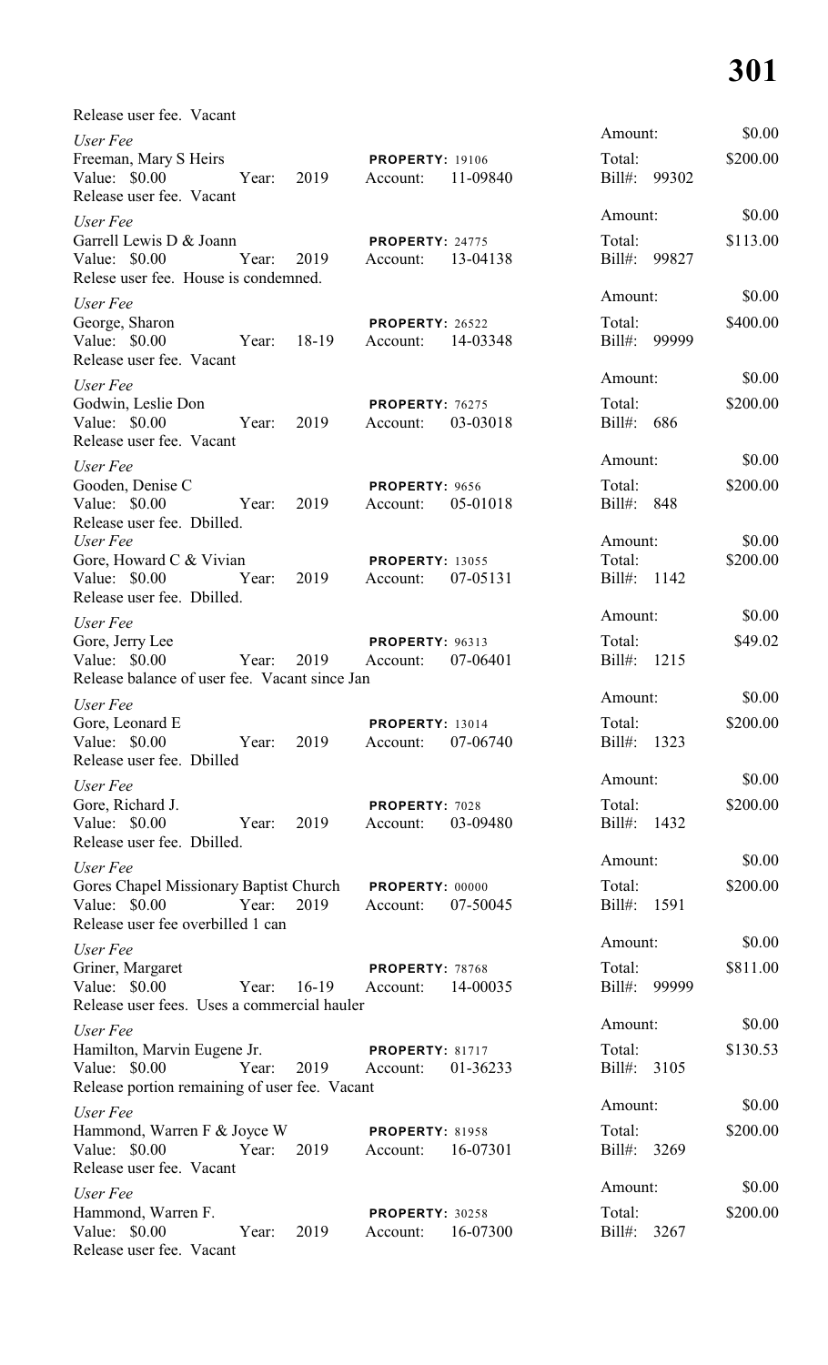Release user fee. Vacant

*User Fee*
Freeman, Mary S Heirs | **PROPERTY:** 19106 | Amount: $0.00
Value: $0.00 Year: 2019 Account: 11-09840 | Total: $200.00 | Bill#: 99302
Release user fee. Vacant

*User Fee*
Garrell Lewis D & Joann | **PROPERTY:** 24775 | Amount: $0.00
Value: $0.00 Year: 2019 Account: 13-04138 | Total: $113.00 | Bill#: 99827
Relese user fee. House is condemned.

*User Fee*
George, Sharon | **PROPERTY:** 26522 | Amount: $0.00
Value: $0.00 Year: 18-19 Account: 14-03348 | Total: $400.00 | Bill#: 99999
Release user fee. Vacant

*User Fee*
Godwin, Leslie Don | **PROPERTY:** 76275 | Amount: $0.00
Value: $0.00 Year: 2019 Account: 03-03018 | Total: $200.00 | Bill#: 686
Release user fee. Vacant

*User Fee*
Gooden, Denise C | **PROPERTY:** 9656 | Amount: $0.00
Value: $0.00 Year: 2019 Account: 05-01018 | Total: $200.00 | Bill#: 848
Release user fee. Dbilled.

*User Fee*
Gore, Howard C & Vivian | **PROPERTY:** 13055 | Amount: $0.00
Value: $0.00 Year: 2019 Account: 07-05131 | Total: $200.00 | Bill#: 1142
Release user fee. Dbilled.

*User Fee*
Gore, Jerry Lee | **PROPERTY:** 96313 | Amount: $0.00
Value: $0.00 Year: 2019 Account: 07-06401 | Total: $49.02 | Bill#: 1215
Release balance of user fee. Vacant since Jan

*User Fee*
Gore, Leonard E | **PROPERTY:** 13014 | Amount: $0.00
Value: $0.00 Year: 2019 Account: 07-06740 | Total: $200.00 | Bill#: 1323
Release user fee. Dbilled

*User Fee*
Gore, Richard J. | **PROPERTY:** 7028 | Amount: $0.00
Value: $0.00 Year: 2019 Account: 03-09480 | Total: $200.00 | Bill#: 1432
Release user fee. Dbilled.

*User Fee*
Gores Chapel Missionary Baptist Church | **PROPERTY:** 00000 | Amount: $0.00
Value: $0.00 Year: 2019 Account: 07-50045 | Total: $200.00 | Bill#: 1591
Release user fee overbilled 1 can

*User Fee*
Griner, Margaret | **PROPERTY:** 78768 | Amount: $0.00
Value: $0.00 Year: 16-19 Account: 14-00035 | Total: $811.00 | Bill#: 99999
Release user fees. Uses a commercial hauler

*User Fee*
Hamilton, Marvin Eugene Jr. | **PROPERTY:** 81717 | Amount: $0.00
Value: $0.00 Year: 2019 Account: 01-36233 | Total: $130.53 | Bill#: 3105
Release portion remaining of user fee. Vacant

*User Fee*
Hammond, Warren F & Joyce W | **PROPERTY:** 81958 | Amount: $0.00
Value: $0.00 Year: 2019 Account: 16-07301 | Total: $200.00 | Bill#: 3269
Release user fee. Vacant

*User Fee*
Hammond, Warren F. | **PROPERTY:** 30258 | Amount: $0.00
Value: $0.00 Year: 2019 Account: 16-07300 | Total: $200.00 | Bill#: 3267
Release user fee. Vacant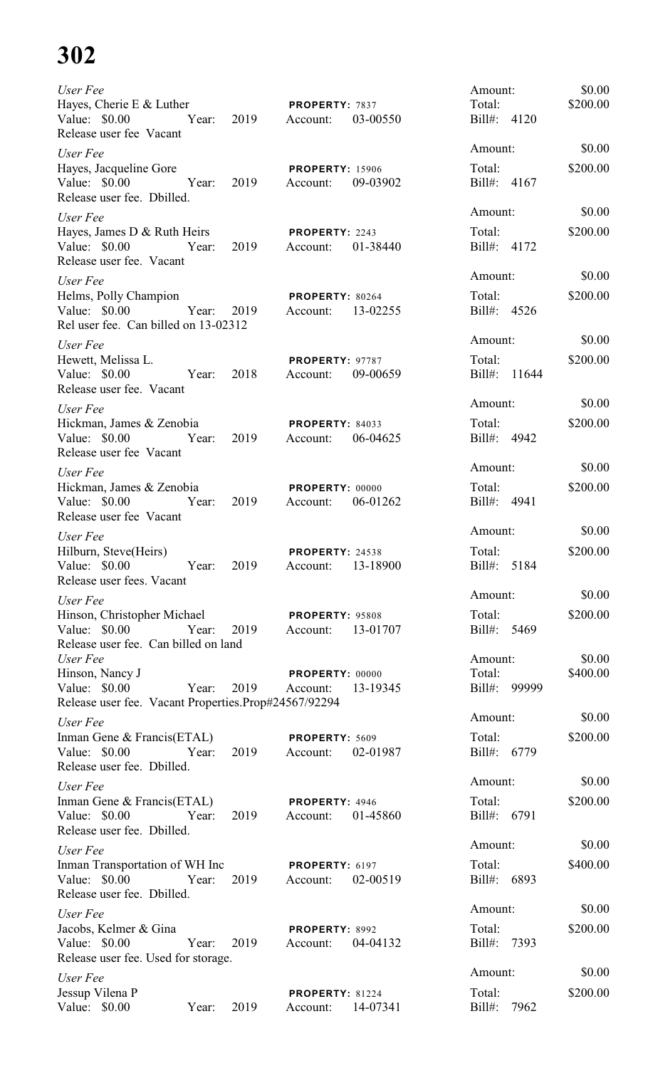*User Fee*
Hayes, Cherie E & Luther **PROPERTY:** 7837
Value: $0.00 Year: 2019 Account: 03-00550
Release user fee Vacant
Amount: $0.00
Total: $200.00
Bill#: 4120

*User Fee*
Hayes, Jacqueline Gore **PROPERTY:** 15906
Value: $0.00 Year: 2019 Account: 09-03902
Release user fee. Dbilled.
Amount: $0.00
Total: $200.00
Bill#: 4167

*User Fee*
Hayes, James D & Ruth Heirs **PROPERTY:** 2243
Value: $0.00 Year: 2019 Account: 01-38440
Release user fee. Vacant
Amount: $0.00
Total: $200.00
Bill#: 4172

*User Fee*
Helms, Polly Champion **PROPERTY:** 80264
Value: $0.00 Year: 2019 Account: 13-02255
Rel user fee. Can billed on 13-02312
Amount: $0.00
Total: $200.00
Bill#: 4526

*User Fee*
Hewett, Melissa L. **PROPERTY:** 97787
Value: $0.00 Year: 2018 Account: 09-00659
Release user fee. Vacant
Amount: $0.00
Total: $200.00
Bill#: 11644

*User Fee*
Hickman, James & Zenobia **PROPERTY:** 84033
Value: $0.00 Year: 2019 Account: 06-04625
Release user fee Vacant
Amount: $0.00
Total: $200.00
Bill#: 4942

*User Fee*
Hickman, James & Zenobia **PROPERTY:** 00000
Value: $0.00 Year: 2019 Account: 06-01262
Release user fee Vacant
Amount: $0.00
Total: $200.00
Bill#: 4941

*User Fee*
Hilburn, Steve(Heirs) **PROPERTY:** 24538
Value: $0.00 Year: 2019 Account: 13-18900
Release user fees. Vacant
Amount: $0.00
Total: $200.00
Bill#: 5184

*User Fee*
Hinson, Christopher Michael **PROPERTY:** 95808
Value: $0.00 Year: 2019 Account: 13-01707
Release user fee. Can billed on land
Amount: $0.00
Total: $200.00
Bill#: 5469

*User Fee*
Hinson, Nancy J **PROPERTY:** 00000
Value: $0.00 Year: 2019 Account: 13-19345
Release user fee. Vacant Properties.Prop#24567/92294
Amount: $0.00
Total: $400.00
Bill#: 99999

*User Fee*
Inman Gene & Francis(ETAL) **PROPERTY:** 5609
Value: $0.00 Year: 2019 Account: 02-01987
Release user fee. Dbilled.
Amount: $0.00
Total: $200.00
Bill#: 6779

*User Fee*
Inman Gene & Francis(ETAL) **PROPERTY:** 4946
Value: $0.00 Year: 2019 Account: 01-45860
Release user fee. Dbilled.
Amount: $0.00
Total: $200.00
Bill#: 6791

*User Fee*
Inman Transportation of WH Inc **PROPERTY:** 6197
Value: $0.00 Year: 2019 Account: 02-00519
Release user fee. Dbilled.
Amount: $0.00
Total: $400.00
Bill#: 6893

*User Fee*
Jacobs, Kelmer & Gina **PROPERTY:** 8992
Value: $0.00 Year: 2019 Account: 04-04132
Release user fee. Used for storage.
Amount: $0.00
Total: $200.00
Bill#: 7393

*User Fee*
Jessup Vilena P **PROPERTY:** 81224
Value: $0.00 Year: 2019 Account: 14-07341
Amount: $0.00
Total: $200.00
Bill#: 7962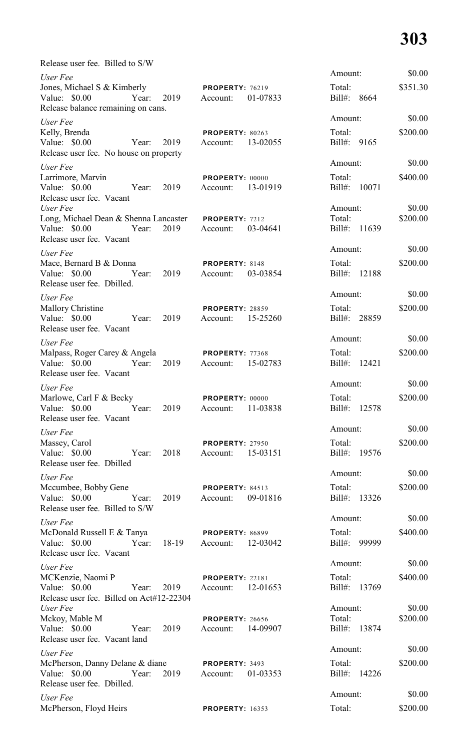Release user fee. Billed to S/W

Amount: $0.00

*User Fee*
Jones, Michael S & Kimberly    **PROPERTY:** 76219    Total: $351.30
Value: $0.00    Year: 2019    Account: 01-07833    Bill#: 8664
Release balance remaining on cans.

Amount: $0.00

*User Fee*
Kelly, Brenda    **PROPERTY:** 80263    Total: $200.00
Value: $0.00    Year: 2019    Account: 13-02055    Bill#: 9165
Release user fee. No house on property

Amount: $0.00

*User Fee*
Larrimore, Marvin    **PROPERTY:** 00000    Total: $400.00
Value: $0.00    Year: 2019    Account: 13-01919    Bill#: 10071
Release user fee. Vacant

Amount: $0.00

*User Fee*
Long, Michael Dean & Shenna Lancaster    **PROPERTY:** 7212    Total: $200.00
Value: $0.00    Year: 2019    Account: 03-04641    Bill#: 11639
Release user fee. Vacant

Amount: $0.00

*User Fee*
Mace, Bernard B & Donna    **PROPERTY:** 8148    Total: $200.00
Value: $0.00    Year: 2019    Account: 03-03854    Bill#: 12188
Release user fee. Dbilled.

Amount: $0.00

*User Fee*
Mallory Christine    **PROPERTY:** 28859    Total: $200.00
Value: $0.00    Year: 2019    Account: 15-25260    Bill#: 28859
Release user fee. Vacant

Amount: $0.00

*User Fee*
Malpass, Roger Carey & Angela    **PROPERTY:** 77368    Total: $200.00
Value: $0.00    Year: 2019    Account: 15-02783    Bill#: 12421
Release user fee. Vacant

Amount: $0.00

*User Fee*
Marlowe, Carl F & Becky    **PROPERTY:** 00000    Total: $200.00
Value: $0.00    Year: 2019    Account: 11-03838    Bill#: 12578
Release user fee. Vacant

Amount: $0.00

*User Fee*
Massey, Carol    **PROPERTY:** 27950    Total: $200.00
Value: $0.00    Year: 2018    Account: 15-03151    Bill#: 19576
Release user fee. Dbilled

Amount: $0.00

*User Fee*
Mccumbee, Bobby Gene    **PROPERTY:** 84513    Total: $200.00
Value: $0.00    Year: 2019    Account: 09-01816    Bill#: 13326
Release user fee. Billed to S/W

Amount: $0.00

*User Fee*
McDonald Russell E & Tanya    **PROPERTY:** 86899    Total: $400.00
Value: $0.00    Year: 18-19    Account: 12-03042    Bill#: 99999
Release user fee. Vacant

Amount: $0.00

*User Fee*
MCKenzie, Naomi P    **PROPERTY:** 22181    Total: $400.00
Value: $0.00    Year: 2019    Account: 12-01653    Bill#: 13769
Release user fee. Billed on Act#12-22304

Amount: $0.00

*User Fee*
Mckoy, Mable M    **PROPERTY:** 26656    Total: $200.00
Value: $0.00    Year: 2019    Account: 14-09907    Bill#: 13874
Release user fee. Vacant land

Amount: $0.00

*User Fee*
McPherson, Danny Delane & diane    **PROPERTY:** 3493    Total: $200.00
Value: $0.00    Year: 2019    Account: 01-03353    Bill#: 14226
Release user fee. Dbilled.

Amount: $0.00

*User Fee*
McPherson, Floyd Heirs    **PROPERTY:** 16353    Total: $200.00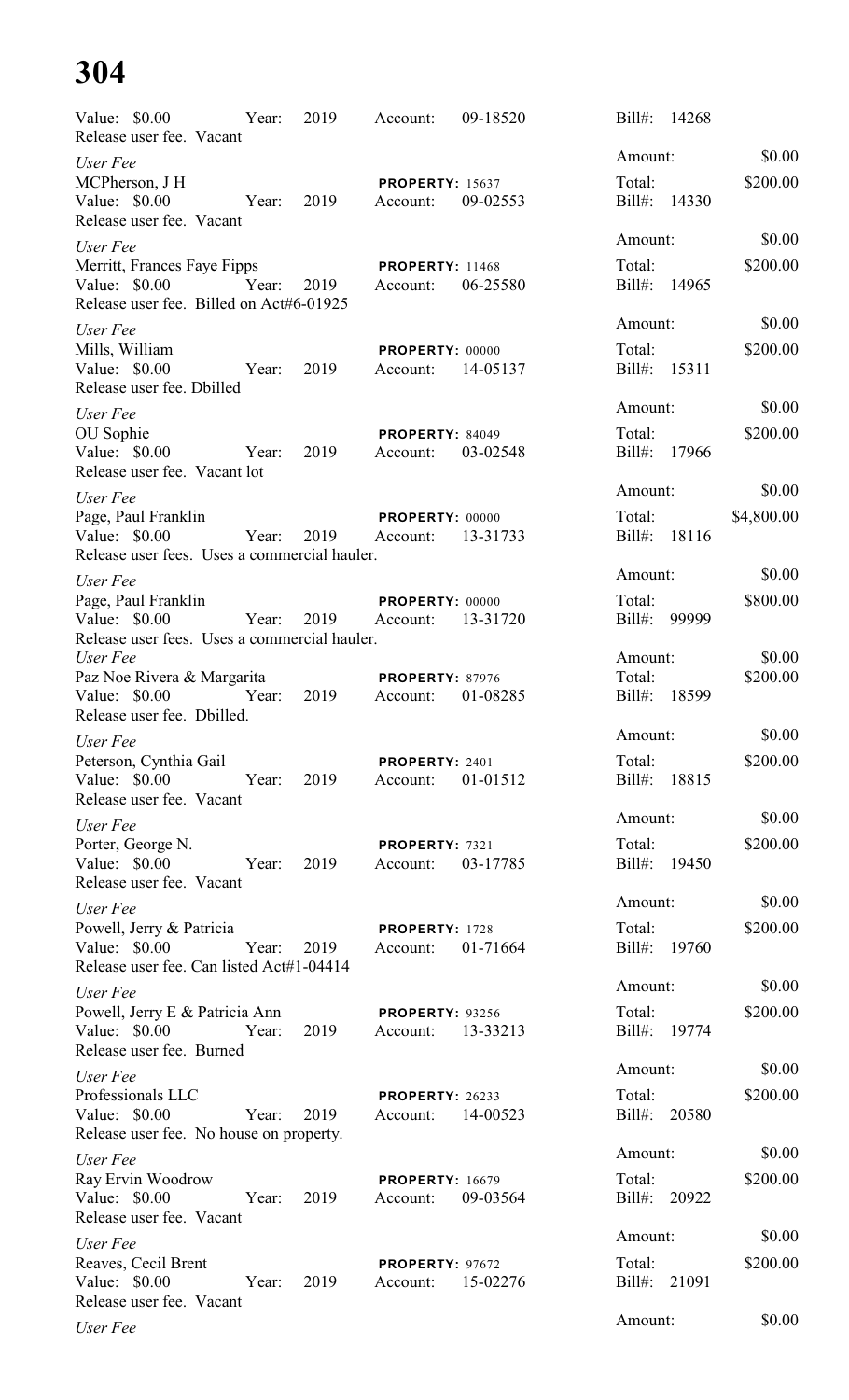Value: $0.00 Year: 2019 Account: 09-18520 Bill#: 14268
Release user fee. Vacant

Amount: $0.00

*User Fee*
MCPherson, J H **PROPERTY:** 15637 Total: $200.00
Value: $0.00 Year: 2019 Account: 09-02553 Bill#: 14330
Release user fee. Vacant

Amount: $0.00

*User Fee*
Merritt, Frances Faye Fipps **PROPERTY:** 11468 Total: $200.00
Value: $0.00 Year: 2019 Account: 06-25580 Bill#: 14965
Release user fee. Billed on Act#6-01925

Amount: $0.00

*User Fee*
Mills, William **PROPERTY:** 00000 Total: $200.00
Value: $0.00 Year: 2019 Account: 14-05137 Bill#: 15311
Release user fee. Dbilled

Amount: $0.00

*User Fee*
OU Sophie **PROPERTY:** 84049 Total: $200.00
Value: $0.00 Year: 2019 Account: 03-02548 Bill#: 17966
Release user fee. Vacant lot

Amount: $0.00

*User Fee*
Page, Paul Franklin **PROPERTY:** 00000 Total: $4,800.00
Value: $0.00 Year: 2019 Account: 13-31733 Bill#: 18116
Release user fees. Uses a commercial hauler.

Amount: $0.00

*User Fee*
Page, Paul Franklin **PROPERTY:** 00000 Total: $800.00
Value: $0.00 Year: 2019 Account: 13-31720 Bill#: 99999
Release user fees. Uses a commercial hauler.

Amount: $0.00

*User Fee*
Paz Noe Rivera & Margarita **PROPERTY:** 87976 Total: $200.00
Value: $0.00 Year: 2019 Account: 01-08285 Bill#: 18599
Release user fee. Dbilled.

Amount: $0.00

*User Fee*
Peterson, Cynthia Gail **PROPERTY:** 2401 Total: $200.00
Value: $0.00 Year: 2019 Account: 01-01512 Bill#: 18815
Release user fee. Vacant

Amount: $0.00

*User Fee*
Porter, George N. **PROPERTY:** 7321 Total: $200.00
Value: $0.00 Year: 2019 Account: 03-17785 Bill#: 19450
Release user fee. Vacant

Amount: $0.00

*User Fee*
Powell, Jerry & Patricia **PROPERTY:** 1728 Total: $200.00
Value: $0.00 Year: 2019 Account: 01-71664 Bill#: 19760
Release user fee. Can listed Act#1-04414

Amount: $0.00

*User Fee*
Powell, Jerry E & Patricia Ann **PROPERTY:** 93256 Total: $200.00
Value: $0.00 Year: 2019 Account: 13-33213 Bill#: 19774
Release user fee. Burned

Amount: $0.00

*User Fee*
Professionals LLC **PROPERTY:** 26233 Total: $200.00
Value: $0.00 Year: 2019 Account: 14-00523 Bill#: 20580
Release user fee. No house on property.

Amount: $0.00

*User Fee*
Ray Ervin Woodrow **PROPERTY:** 16679 Total: $200.00
Value: $0.00 Year: 2019 Account: 09-03564 Bill#: 20922
Release user fee. Vacant

Amount: $0.00

*User Fee*
Reaves, Cecil Brent **PROPERTY:** 97672 Total: $200.00
Value: $0.00 Year: 2019 Account: 15-02276 Bill#: 21091
Release user fee. Vacant

Amount: $0.00

*User Fee*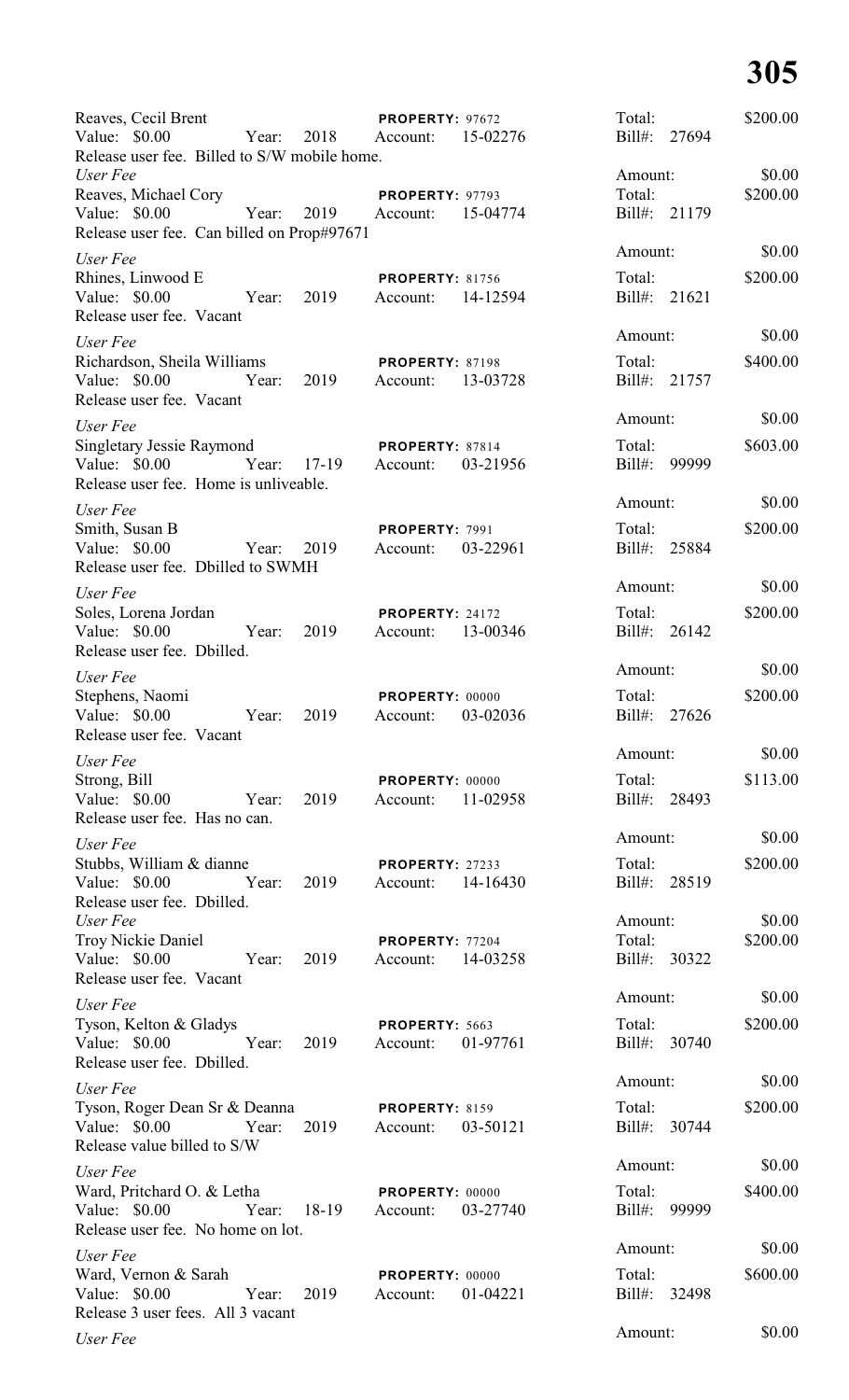Reaves, Cecil Brent | PROPERTY: 97672 | Total: $200.00
Value: $0.00 Year: 2018 Account: 15-02276 Bill#: 27694
Release user fee. Billed to S/W mobile home.

*User Fee* Amount: $0.00

Reaves, Michael Cory | PROPERTY: 97793 | Total: $200.00
Value: $0.00 Year: 2019 Account: 15-04774 Bill#: 21179
Release user fee. Can billed on Prop#97671

*User Fee* Amount: $0.00

Rhines, Linwood E | PROPERTY: 81756 | Total: $200.00
Value: $0.00 Year: 2019 Account: 14-12594 Bill#: 21621
Release user fee. Vacant

*User Fee* Amount: $0.00

Richardson, Sheila Williams | PROPERTY: 87198 | Total: $400.00
Value: $0.00 Year: 2019 Account: 13-03728 Bill#: 21757
Release user fee. Vacant

*User Fee* Amount: $0.00

Singletary Jessie Raymond | PROPERTY: 87814 | Total: $603.00
Value: $0.00 Year: 17-19 Account: 03-21956 Bill#: 99999
Release user fee. Home is unliveable.

*User Fee* Amount: $0.00

Smith, Susan B | PROPERTY: 7991 | Total: $200.00
Value: $0.00 Year: 2019 Account: 03-22961 Bill#: 25884
Release user fee. Dbilled to SWMH

*User Fee* Amount: $0.00

Soles, Lorena Jordan | PROPERTY: 24172 | Total: $200.00
Value: $0.00 Year: 2019 Account: 13-00346 Bill#: 26142
Release user fee. Dbilled.

*User Fee* Amount: $0.00

Stephens, Naomi | PROPERTY: 00000 | Total: $200.00
Value: $0.00 Year: 2019 Account: 03-02036 Bill#: 27626
Release user fee. Vacant

*User Fee* Amount: $0.00

Strong, Bill | PROPERTY: 00000 | Total: $113.00
Value: $0.00 Year: 2019 Account: 11-02958 Bill#: 28493
Release user fee. Has no can.

*User Fee* Amount: $0.00

Stubbs, William & dianne | PROPERTY: 27233 | Total: $200.00
Value: $0.00 Year: 2019 Account: 14-16430 Bill#: 28519
Release user fee. Dbilled.

*User Fee* Amount: $0.00

Troy Nickie Daniel | PROPERTY: 77204 | Total: $200.00
Value: $0.00 Year: 2019 Account: 14-03258 Bill#: 30322
Release user fee. Vacant

*User Fee* Amount: $0.00

Tyson, Kelton & Gladys | PROPERTY: 5663 | Total: $200.00
Value: $0.00 Year: 2019 Account: 01-97761 Bill#: 30740
Release user fee. Dbilled.

*User Fee* Amount: $0.00

Tyson, Roger Dean Sr & Deanna | PROPERTY: 8159 | Total: $200.00
Value: $0.00 Year: 2019 Account: 03-50121 Bill#: 30744
Release value billed to S/W

*User Fee* Amount: $0.00

Ward, Pritchard O. & Letha | PROPERTY: 00000 | Total: $400.00
Value: $0.00 Year: 18-19 Account: 03-27740 Bill#: 99999
Release user fee. No home on lot.

*User Fee* Amount: $0.00

Ward, Vernon & Sarah | PROPERTY: 00000 | Total: $600.00
Value: $0.00 Year: 2019 Account: 01-04221 Bill#: 32498
Release 3 user fees. All 3 vacant

*User Fee* Amount: $0.00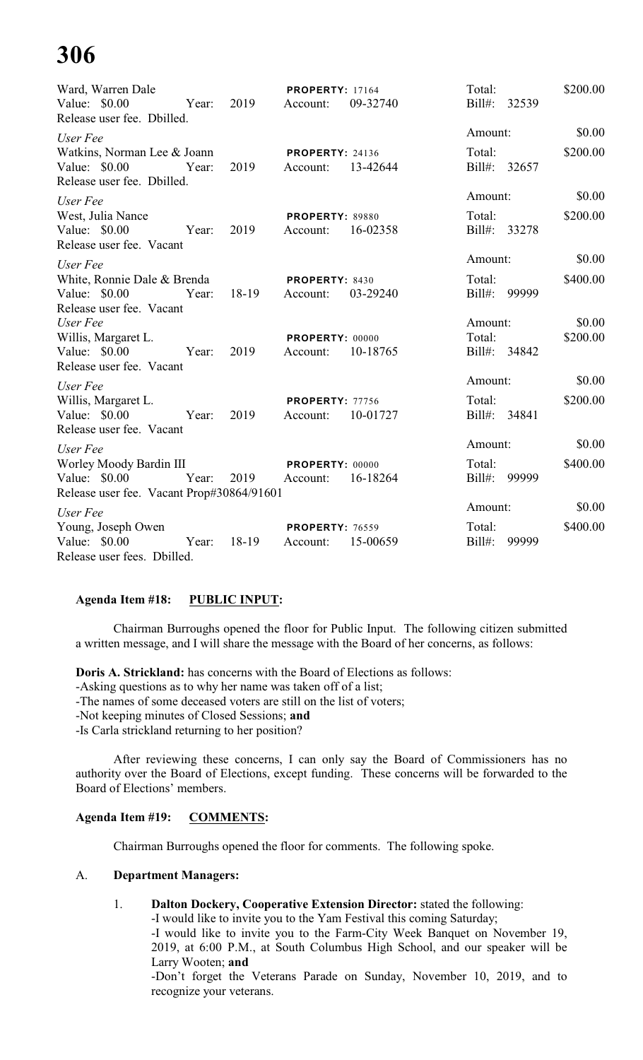Ward, Warren Dale | | PROPERTY: 17164 | Total: $200.00
Value: $0.00 Year: 2019 Account: 09-32740 Bill#: 32539
Release user fee. Dbilled.

*User Fee* Amount: $0.00
Watkins, Norman Lee & Joann PROPERTY: 24136 Total: $200.00
Value: $0.00 Year: 2019 Account: 13-42644 Bill#: 32657
Release user fee. Dbilled.

*User Fee* Amount: $0.00
West, Julia Nance PROPERTY: 89880 Total: $200.00
Value: $0.00 Year: 2019 Account: 16-02358 Bill#: 33278
Release user fee. Vacant

*User Fee* Amount: $0.00
White, Ronnie Dale & Brenda PROPERTY: 8430 Total: $400.00
Value: $0.00 Year: 18-19 Account: 03-29240 Bill#: 99999
Release user fee. Vacant

*User Fee* Amount: $0.00
Willis, Margaret L. PROPERTY: 00000 Total: $200.00
Value: $0.00 Year: 2019 Account: 10-18765 Bill#: 34842
Release user fee. Vacant

*User Fee* Amount: $0.00
Willis, Margaret L. PROPERTY: 77756 Total: $200.00
Value: $0.00 Year: 2019 Account: 10-01727 Bill#: 34841
Release user fee. Vacant

*User Fee* Amount: $0.00
Worley Moody Bardin III PROPERTY: 00000 Total: $400.00
Value: $0.00 Year: 2019 Account: 16-18264 Bill#: 99999
Release user fee. Vacant Prop#30864/91601

*User Fee* Amount: $0.00
Young, Joseph Owen PROPERTY: 76559 Total: $400.00
Value: $0.00 Year: 18-19 Account: 15-00659 Bill#: 99999
Release user fees. Dbilled.

**Agenda Item #18: PUBLIC INPUT:**

Chairman Burroughs opened the floor for Public Input. The following citizen submitted a written message, and I will share the message with the Board of her concerns, as follows:

**Doris A. Strickland:** has concerns with the Board of Elections as follows:
-Asking questions as to why her name was taken off of a list;
-The names of some deceased voters are still on the list of voters;
-Not keeping minutes of Closed Sessions; **and**
-Is Carla strickland returning to her position?

After reviewing these concerns, I can only say the Board of Commissioners has no authority over the Board of Elections, except funding. These concerns will be forwarded to the Board of Elections' members.

**Agenda Item #19: COMMENTS:**

Chairman Burroughs opened the floor for comments. The following spoke.

A. **Department Managers:**

1. **Dalton Dockery, Cooperative Extension Director:** stated the following:
-I would like to invite you to the Yam Festival this coming Saturday;
-I would like to invite you to the Farm-City Week Banquet on November 19, 2019, at 6:00 P.M., at South Columbus High School, and our speaker will be Larry Wooten; **and**
-Don't forget the Veterans Parade on Sunday, November 10, 2019, and to recognize your veterans.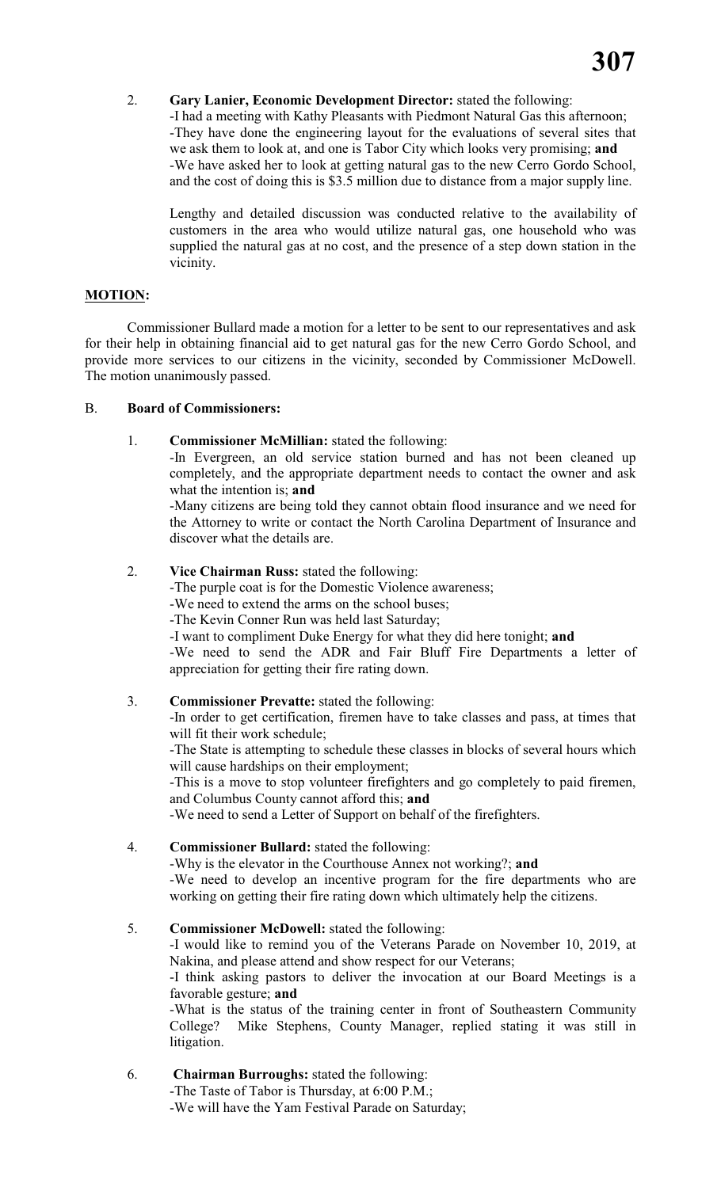2. **Gary Lanier, Economic Development Director:** stated the following:
   -I had a meeting with Kathy Pleasants with Piedmont Natural Gas this afternoon;
   -They have done the engineering layout for the evaluations of several sites that we ask them to look at, and one is Tabor City which looks very promising; **and**
   -We have asked her to look at getting natural gas to the new Cerro Gordo School, and the cost of doing this is $3.5 million due to distance from a major supply line.

   Lengthy and detailed discussion was conducted relative to the availability of customers in the area who would utilize natural gas, one household who was supplied the natural gas at no cost, and the presence of a step down station in the vicinity.

**MOTION:**

Commissioner Bullard made a motion for a letter to be sent to our representatives and ask for their help in obtaining financial aid to get natural gas for the new Cerro Gordo School, and provide more services to our citizens in the vicinity, seconded by Commissioner McDowell. The motion unanimously passed.

B. **Board of Commissioners:**

1. **Commissioner McMillian:** stated the following:
   -In Evergreen, an old service station burned and has not been cleaned up completely, and the appropriate department needs to contact the owner and ask what the intention is; **and**
   -Many citizens are being told they cannot obtain flood insurance and we need for the Attorney to write or contact the North Carolina Department of Insurance and discover what the details are.

2. **Vice Chairman Russ:** stated the following:
   -The purple coat is for the Domestic Violence awareness;
   -We need to extend the arms on the school buses;
   -The Kevin Conner Run was held last Saturday;
   -I want to compliment Duke Energy for what they did here tonight; **and**
   -We need to send the ADR and Fair Bluff Fire Departments a letter of appreciation for getting their fire rating down.

3. **Commissioner Prevatte:** stated the following:
   -In order to get certification, firemen have to take classes and pass, at times that will fit their work schedule;
   -The State is attempting to schedule these classes in blocks of several hours which will cause hardships on their employment;
   -This is a move to stop volunteer firefighters and go completely to paid firemen, and Columbus County cannot afford this; **and**
   -We need to send a Letter of Support on behalf of the firefighters.

4. **Commissioner Bullard:** stated the following:
   -Why is the elevator in the Courthouse Annex not working?; **and**
   -We need to develop an incentive program for the fire departments who are working on getting their fire rating down which ultimately help the citizens.

5. **Commissioner McDowell:** stated the following:
   -I would like to remind you of the Veterans Parade on November 10, 2019, at Nakina, and please attend and show respect for our Veterans;
   -I think asking pastors to deliver the invocation at our Board Meetings is a favorable gesture; **and**
   -What is the status of the training center in front of Southeastern Community College? Mike Stephens, County Manager, replied stating it was still in litigation.

6. **Chairman Burroughs:** stated the following:
   -The Taste of Tabor is Thursday, at 6:00 P.M.;
   -We will have the Yam Festival Parade on Saturday;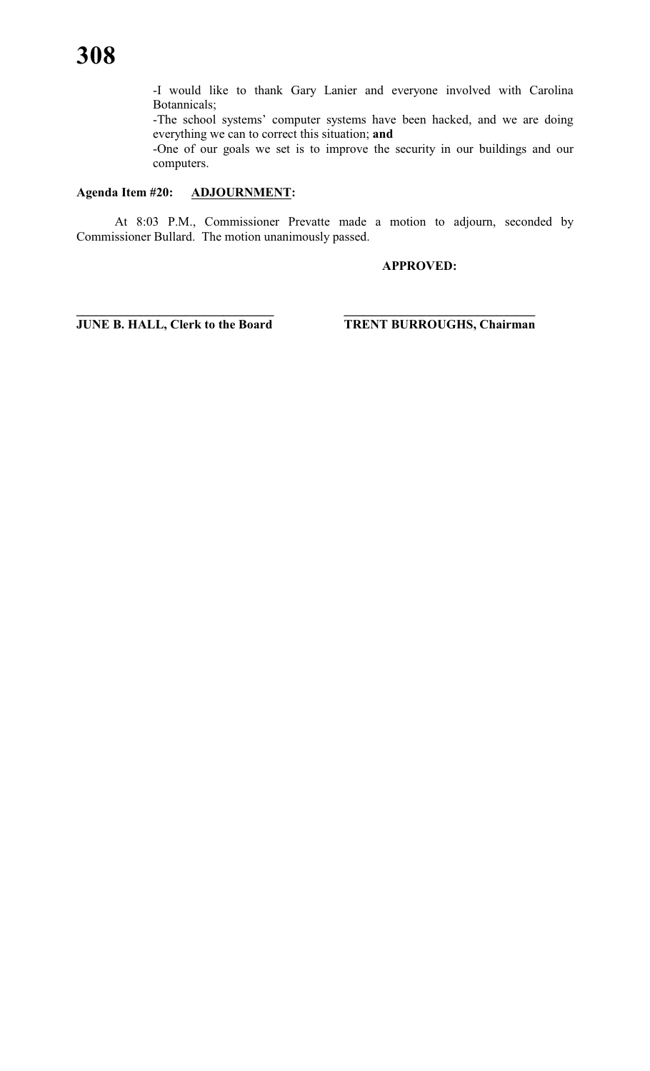-I would like to thank Gary Lanier and everyone involved with Carolina Botannicals;

-The school systems' computer systems have been hacked, and we are doing everything we can to correct this situation; **and**

-One of our goals we set is to improve the security in our buildings and our computers.

**Agenda Item #20: ADJOURNMENT:**

At 8:03 P.M., Commissioner Prevatte made a motion to adjourn, seconded by Commissioner Bullard. The motion unanimously passed.

**APPROVED:**

| ______________________________ | ______________________________ |
|---|---|
| **JUNE B. HALL, Clerk to the Board** | **TRENT BURROUGHS, Chairman** |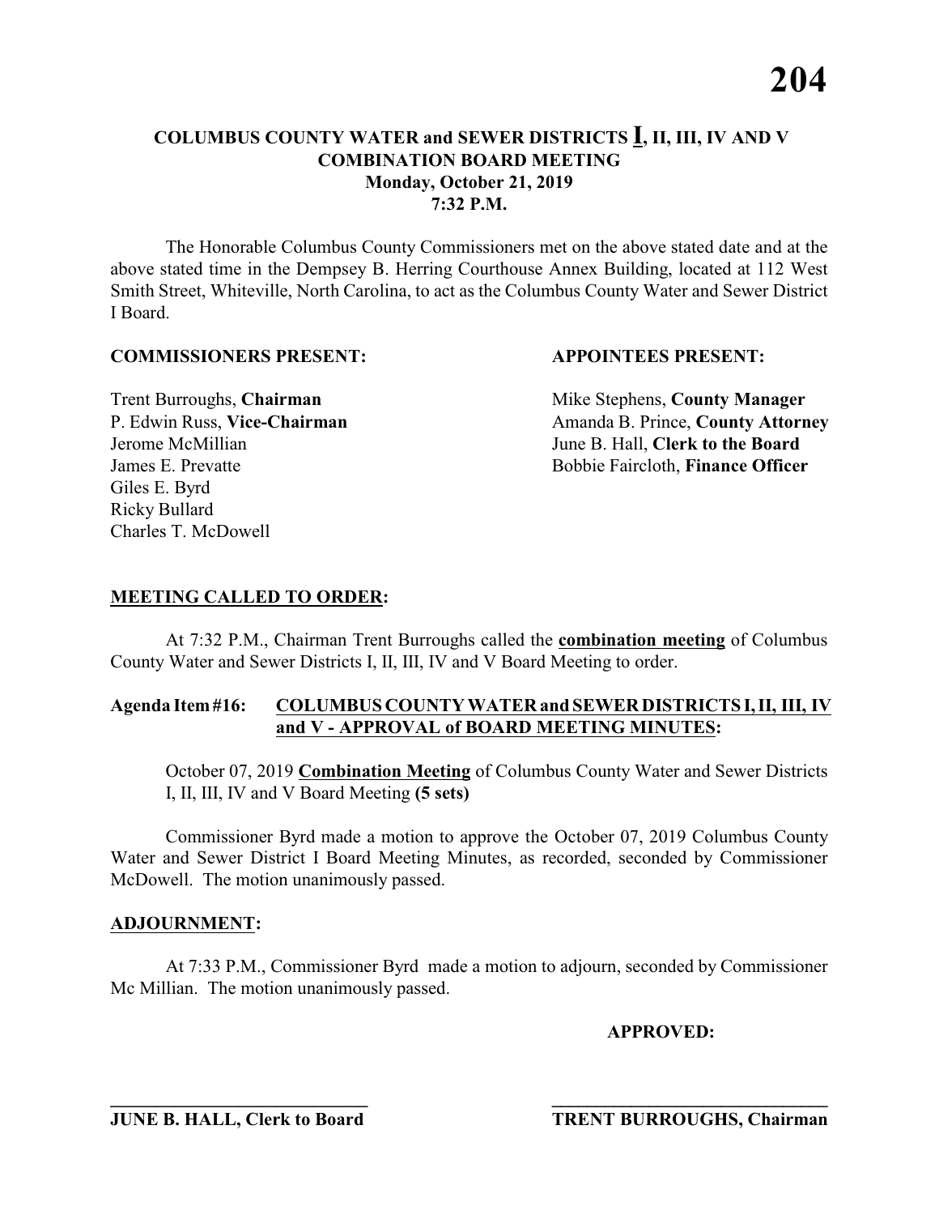# COLUMBUS COUNTY WATER and SEWER DISTRICTS I, II, III, IV AND V
## COMBINATION BOARD MEETING
## Monday, October 21, 2019
## 7:32 P.M.

The Honorable Columbus County Commissioners met on the above stated date and at the above stated time in the Dempsey B. Herring Courthouse Annex Building, located at 112 West Smith Street, Whiteville, North Carolina, to act as the Columbus County Water and Sewer District I Board.

**COMMISSIONERS PRESENT:**

Trent Burroughs, **Chairman**
P. Edwin Russ, **Vice-Chairman**
Jerome McMillian
James E. Prevatte
Giles E. Byrd
Ricky Bullard
Charles T. McDowell

**APPOINTEES PRESENT:**

Mike Stephens, **County Manager**
Amanda B. Prince, **County Attorney**
June B. Hall, **Clerk to the Board**
Bobbie Faircloth, **Finance Officer**

**MEETING CALLED TO ORDER:**

At 7:32 P.M., Chairman Trent Burroughs called the **combination meeting** of Columbus County Water and Sewer Districts I, II, III, IV and V Board Meeting to order.

**Agenda Item #16: COLUMBUS COUNTY WATER and SEWER DISTRICTS I, II, III, IV and V - APPROVAL of BOARD MEETING MINUTES:**

October 07, 2019 **Combination Meeting** of Columbus County Water and Sewer Districts I, II, III, IV and V Board Meeting **(5 sets)**

Commissioner Byrd made a motion to approve the October 07, 2019 Columbus County Water and Sewer District I Board Meeting Minutes, as recorded, seconded by Commissioner McDowell. The motion unanimously passed.

**ADJOURNMENT:**

At 7:33 P.M., Commissioner Byrd made a motion to adjourn, seconded by Commissioner Mc Millian. The motion unanimously passed.

**APPROVED:**

\_\_\_\_\_\_\_\_\_\_\_\_\_\_\_\_\_\_\_\_\_\_\_\_\_\_\_\_\_\_
**JUNE B. HALL, Clerk to Board**

\_\_\_\_\_\_\_\_\_\_\_\_\_\_\_\_\_\_\_\_\_\_\_\_\_\_\_\_\_\_
**TRENT BURROUGHS, Chairman**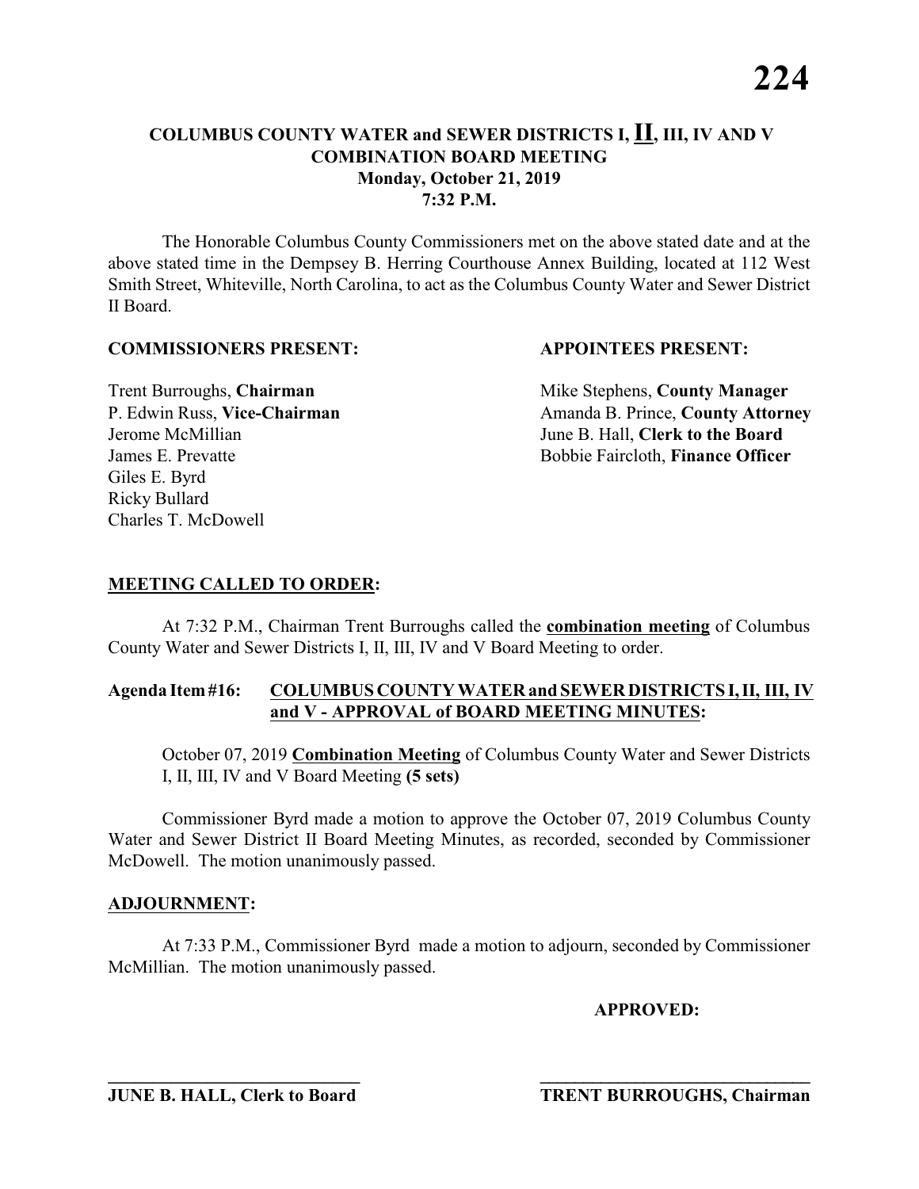# COLUMBUS COUNTY WATER and SEWER DISTRICTS I, II, III, IV AND V COMBINATION BOARD MEETING

**Monday, October 21, 2019**
**7:32 P.M.**

The Honorable Columbus County Commissioners met on the above stated date and at the above stated time in the Dempsey B. Herring Courthouse Annex Building, located at 112 West Smith Street, Whiteville, North Carolina, to act as the Columbus County Water and Sewer District II Board.

**COMMISSIONERS PRESENT:**

Trent Burroughs, **Chairman**
P. Edwin Russ, **Vice-Chairman**
Jerome McMillian
James E. Prevatte
Giles E. Byrd
Ricky Bullard
Charles T. McDowell

**APPOINTEES PRESENT:**

Mike Stephens, **County Manager**
Amanda B. Prince, **County Attorney**
June B. Hall, **Clerk to the Board**
Bobbie Faircloth, **Finance Officer**

**MEETING CALLED TO ORDER:**

At 7:32 P.M., Chairman Trent Burroughs called the **combination meeting** of Columbus County Water and Sewer Districts I, II, III, IV and V Board Meeting to order.

**Agenda Item #16: COLUMBUS COUNTY WATER and SEWER DISTRICTS I, II, III, IV and V - APPROVAL of BOARD MEETING MINUTES:**

October 07, 2019 **Combination Meeting** of Columbus County Water and Sewer Districts I, II, III, IV and V Board Meeting **(5 sets)**

Commissioner Byrd made a motion to approve the October 07, 2019 Columbus County Water and Sewer District II Board Meeting Minutes, as recorded, seconded by Commissioner McDowell. The motion unanimously passed.

**ADJOURNMENT:**

At 7:33 P.M., Commissioner Byrd made a motion to adjourn, seconded by Commissioner McMillian. The motion unanimously passed.

**APPROVED:**

\_\_\_\_\_\_\_\_\_\_\_\_\_\_\_\_\_\_\_\_\_\_\_\_\_\_\_\_\_\_
**JUNE B. HALL, Clerk to Board**

\_\_\_\_\_\_\_\_\_\_\_\_\_\_\_\_\_\_\_\_\_\_\_\_\_\_\_\_\_\_
**TRENT BURROUGHS, Chairman**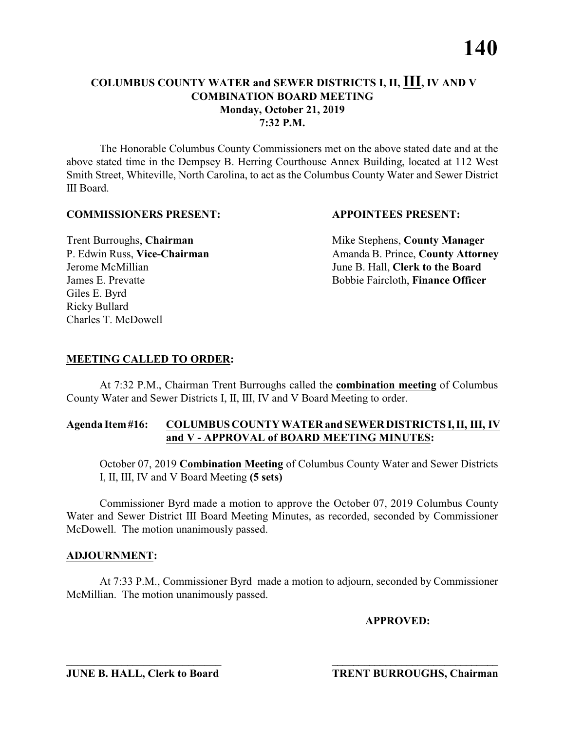# COLUMBUS COUNTY WATER and SEWER DISTRICTS I, II, III, IV AND V COMBINATION BOARD MEETING

**Monday, October 21, 2019**
**7:32 P.M.**

The Honorable Columbus County Commissioners met on the above stated date and at the above stated time in the Dempsey B. Herring Courthouse Annex Building, located at 112 West Smith Street, Whiteville, North Carolina, to act as the Columbus County Water and Sewer District III Board.

**COMMISSIONERS PRESENT:**

Trent Burroughs, **Chairman**
P. Edwin Russ, **Vice-Chairman**
Jerome McMillian
James E. Prevatte
Giles E. Byrd
Ricky Bullard
Charles T. McDowell

**APPOINTEES PRESENT:**

Mike Stephens, **County Manager**
Amanda B. Prince, **County Attorney**
June B. Hall, **Clerk to the Board**
Bobbie Faircloth, **Finance Officer**

## MEETING CALLED TO ORDER:

At 7:32 P.M., Chairman Trent Burroughs called the **combination meeting** of Columbus County Water and Sewer Districts I, II, III, IV and V Board Meeting to order.

### Agenda Item #16: COLUMBUS COUNTY WATER and SEWER DISTRICTS I, II, III, IV and V - APPROVAL of BOARD MEETING MINUTES:

October 07, 2019 **Combination Meeting** of Columbus County Water and Sewer Districts I, II, III, IV and V Board Meeting **(5 sets)**

Commissioner Byrd made a motion to approve the October 07, 2019 Columbus County Water and Sewer District III Board Meeting Minutes, as recorded, seconded by Commissioner McDowell. The motion unanimously passed.

## ADJOURNMENT:

At 7:33 P.M., Commissioner Byrd made a motion to adjourn, seconded by Commissioner McMillian. The motion unanimously passed.

**APPROVED:**

\_\_\_\_\_\_\_\_\_\_\_\_\_\_\_\_\_\_\_\_\_\_\_\_\_\_\_\_\_\_
**JUNE B. HALL, Clerk to Board**

\_\_\_\_\_\_\_\_\_\_\_\_\_\_\_\_\_\_\_\_\_\_\_\_\_\_\_\_\_\_
**TRENT BURROUGHS, Chairman**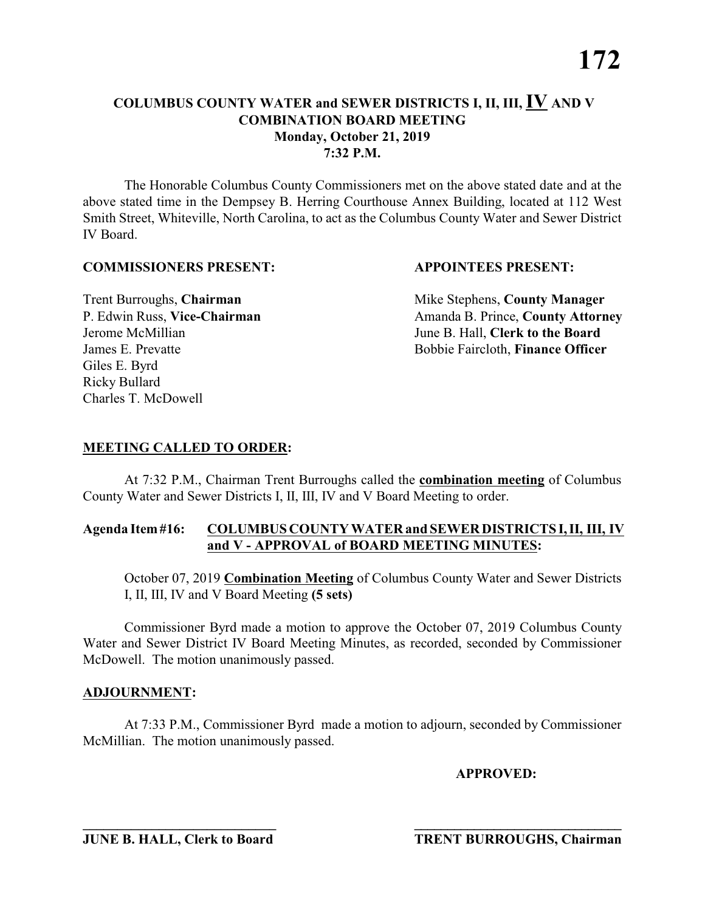# COLUMBUS COUNTY WATER and SEWER DISTRICTS I, II, III, IV AND V COMBINATION BOARD MEETING
## Monday, October 21, 2019
## 7:32 P.M.

The Honorable Columbus County Commissioners met on the above stated date and at the above stated time in the Dempsey B. Herring Courthouse Annex Building, located at 112 West Smith Street, Whiteville, North Carolina, to act as the Columbus County Water and Sewer District IV Board.

**COMMISSIONERS PRESENT:**

Trent Burroughs, **Chairman**
P. Edwin Russ, **Vice-Chairman**
Jerome McMillian
James E. Prevatte
Giles E. Byrd
Ricky Bullard
Charles T. McDowell

**APPOINTEES PRESENT:**

Mike Stephens, **County Manager**
Amanda B. Prince, **County Attorney**
June B. Hall, **Clerk to the Board**
Bobbie Faircloth, **Finance Officer**

**MEETING CALLED TO ORDER:**

At 7:32 P.M., Chairman Trent Burroughs called the **combination meeting** of Columbus County Water and Sewer Districts I, II, III, IV and V Board Meeting to order.

**Agenda Item #16: COLUMBUS COUNTY WATER and SEWER DISTRICTS I, II, III, IV and V - APPROVAL of BOARD MEETING MINUTES:**

October 07, 2019 **Combination Meeting** of Columbus County Water and Sewer Districts I, II, III, IV and V Board Meeting **(5 sets)**

Commissioner Byrd made a motion to approve the October 07, 2019 Columbus County Water and Sewer District IV Board Meeting Minutes, as recorded, seconded by Commissioner McDowell. The motion unanimously passed.

**ADJOURNMENT:**

At 7:33 P.M., Commissioner Byrd made a motion to adjourn, seconded by Commissioner McMillian. The motion unanimously passed.

**APPROVED:**

\_\_\_\_\_\_\_\_\_\_\_\_\_\_\_\_\_\_\_\_\_\_\_\_\_\_\_\_
**JUNE B. HALL, Clerk to Board**

\_\_\_\_\_\_\_\_\_\_\_\_\_\_\_\_\_\_\_\_\_\_\_\_\_\_\_\_
**TRENT BURROUGHS, Chairman**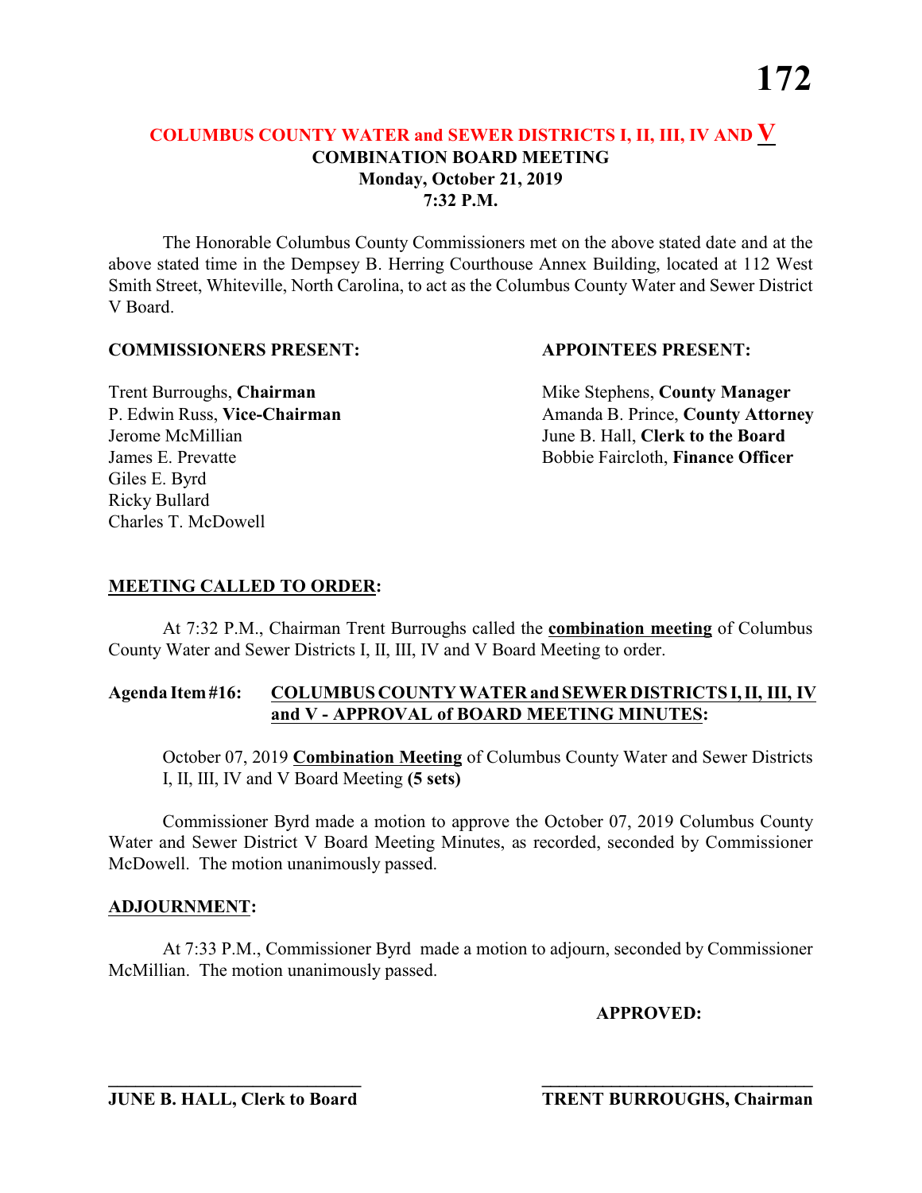## COLUMBUS COUNTY WATER and SEWER DISTRICTS I, II, III, IV AND V
**COMBINATION BOARD MEETING**
**Monday, October 21, 2019**
**7:32 P.M.**

The Honorable Columbus County Commissioners met on the above stated date and at the above stated time in the Dempsey B. Herring Courthouse Annex Building, located at 112 West Smith Street, Whiteville, North Carolina, to act as the Columbus County Water and Sewer District V Board.

**COMMISSIONERS PRESENT:**

Trent Burroughs, **Chairman**
P. Edwin Russ, **Vice-Chairman**
Jerome McMillian
James E. Prevatte
Giles E. Byrd
Ricky Bullard
Charles T. McDowell

**APPOINTEES PRESENT:**

Mike Stephens, **County Manager**
Amanda B. Prince, **County Attorney**
June B. Hall, **Clerk to the Board**
Bobbie Faircloth, **Finance Officer**

**MEETING CALLED TO ORDER:**

At 7:32 P.M., Chairman Trent Burroughs called the **combination meeting** of Columbus County Water and Sewer Districts I, II, III, IV and V Board Meeting to order.

**Agenda Item #16: COLUMBUS COUNTY WATER and SEWER DISTRICTS I, II, III, IV and V - APPROVAL of BOARD MEETING MINUTES:**

October 07, 2019 **Combination Meeting** of Columbus County Water and Sewer Districts I, II, III, IV and V Board Meeting **(5 sets)**

Commissioner Byrd made a motion to approve the October 07, 2019 Columbus County Water and Sewer District V Board Meeting Minutes, as recorded, seconded by Commissioner McDowell. The motion unanimously passed.

**ADJOURNMENT:**

At 7:33 P.M., Commissioner Byrd made a motion to adjourn, seconded by Commissioner McMillian. The motion unanimously passed.

**APPROVED:**

______________________________
**JUNE B. HALL, Clerk to Board**

______________________________
**TRENT BURROUGHS, Chairman**